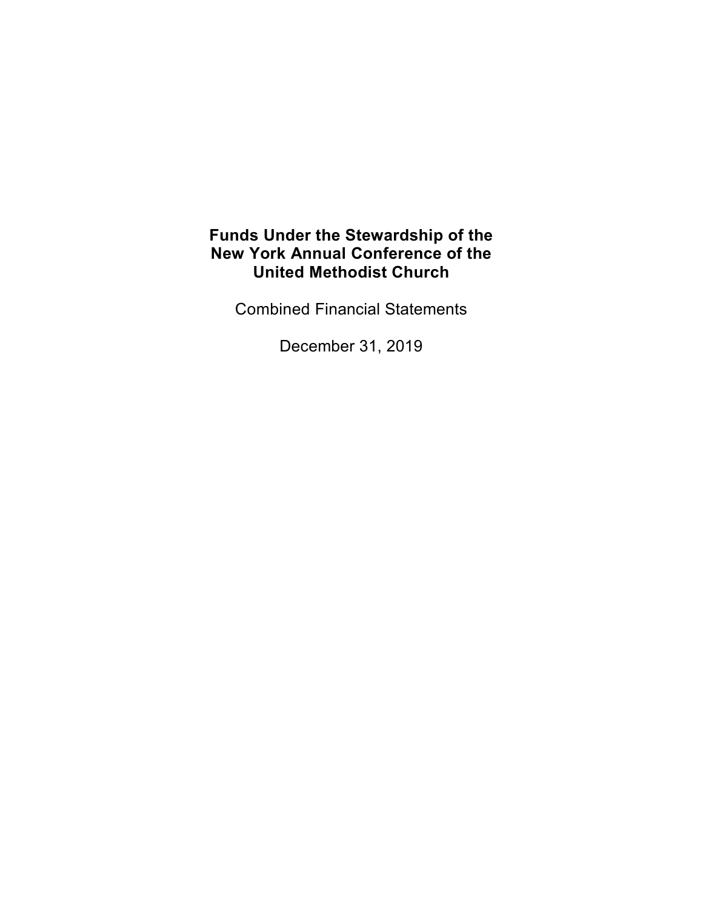# Funds Under the Stewardship of the New York Annual Conference of the United Methodist Church

Combined Financial Statements

December 31, 2019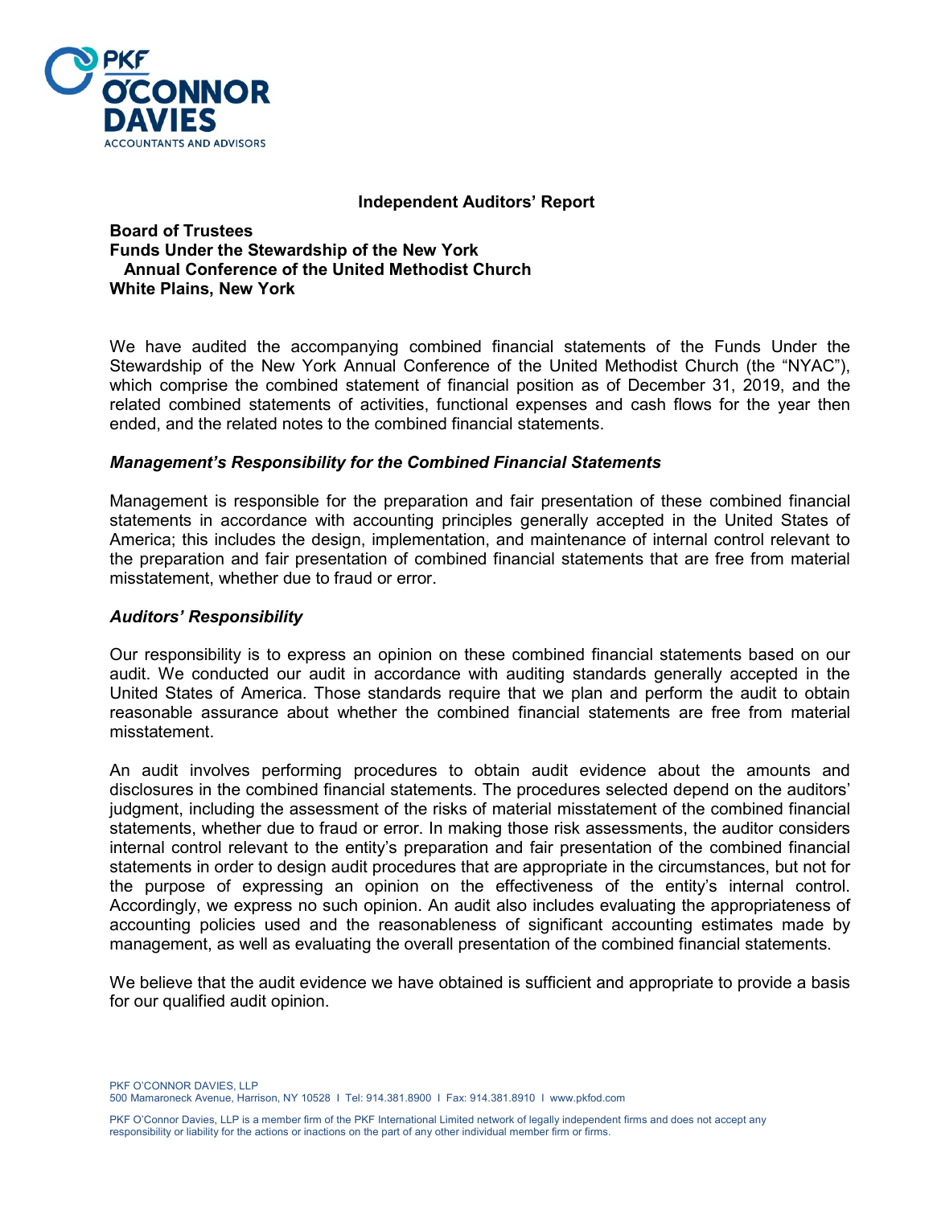## Independent Auditors' Report

**Board of Trustees**
**Funds Under the Stewardship of the New York Annual Conference of the United Methodist Church**
**White Plains, New York**

We have audited the accompanying combined financial statements of the Funds Under the Stewardship of the New York Annual Conference of the United Methodist Church (the "NYAC"), which comprise the combined statement of financial position as of December 31, 2019, and the related combined statements of activities, functional expenses and cash flows for the year then ended, and the related notes to the combined financial statements.

### *Management's Responsibility for the Combined Financial Statements*

Management is responsible for the preparation and fair presentation of these combined financial statements in accordance with accounting principles generally accepted in the United States of America; this includes the design, implementation, and maintenance of internal control relevant to the preparation and fair presentation of combined financial statements that are free from material misstatement, whether due to fraud or error.

### *Auditors' Responsibility*

Our responsibility is to express an opinion on these combined financial statements based on our audit. We conducted our audit in accordance with auditing standards generally accepted in the United States of America. Those standards require that we plan and perform the audit to obtain reasonable assurance about whether the combined financial statements are free from material misstatement.

An audit involves performing procedures to obtain audit evidence about the amounts and disclosures in the combined financial statements. The procedures selected depend on the auditors' judgment, including the assessment of the risks of material misstatement of the combined financial statements, whether due to fraud or error. In making those risk assessments, the auditor considers internal control relevant to the entity's preparation and fair presentation of the combined financial statements in order to design audit procedures that are appropriate in the circumstances, but not for the purpose of expressing an opinion on the effectiveness of the entity's internal control. Accordingly, we express no such opinion. An audit also includes evaluating the appropriateness of accounting policies used and the reasonableness of significant accounting estimates made by management, as well as evaluating the overall presentation of the combined financial statements.

We believe that the audit evidence we have obtained is sufficient and appropriate to provide a basis for our qualified audit opinion.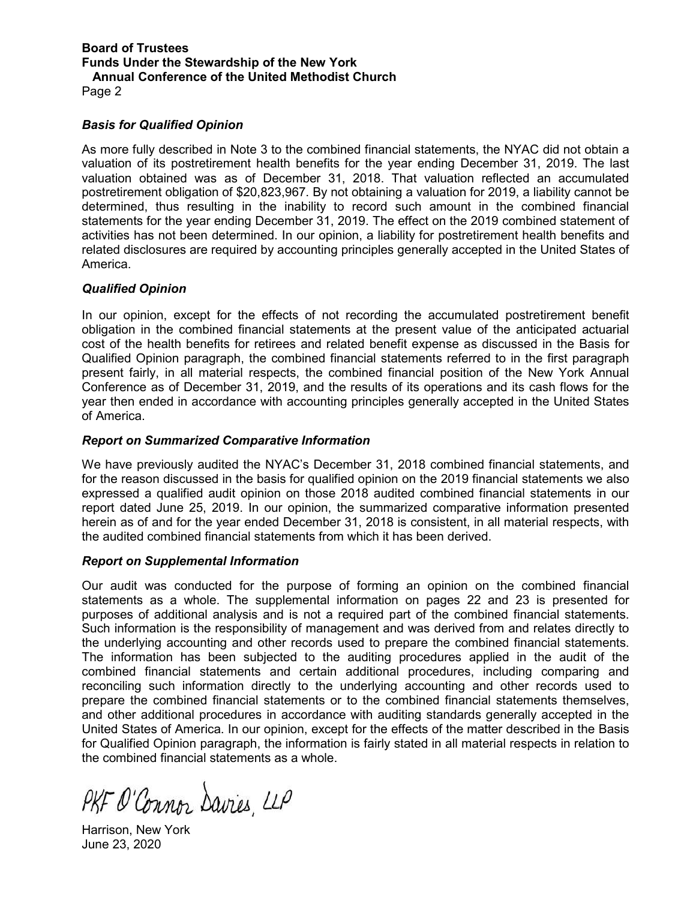**Board of Trustees**
**Funds Under the Stewardship of the New York Annual Conference of the United Methodist Church**
Page 2

### *Basis for Qualified Opinion*

As more fully described in Note 3 to the combined financial statements, the NYAC did not obtain a valuation of its postretirement health benefits for the year ending December 31, 2019. The last valuation obtained was as of December 31, 2018. That valuation reflected an accumulated postretirement obligation of $20,823,967. By not obtaining a valuation for 2019, a liability cannot be determined, thus resulting in the inability to record such amount in the combined financial statements for the year ending December 31, 2019. The effect on the 2019 combined statement of activities has not been determined. In our opinion, a liability for postretirement health benefits and related disclosures are required by accounting principles generally accepted in the United States of America.

### *Qualified Opinion*

In our opinion, except for the effects of not recording the accumulated postretirement benefit obligation in the combined financial statements at the present value of the anticipated actuarial cost of the health benefits for retirees and related benefit expense as discussed in the Basis for Qualified Opinion paragraph, the combined financial statements referred to in the first paragraph present fairly, in all material respects, the combined financial position of the New York Annual Conference as of December 31, 2019, and the results of its operations and its cash flows for the year then ended in accordance with accounting principles generally accepted in the United States of America.

### *Report on Summarized Comparative Information*

We have previously audited the NYAC's December 31, 2018 combined financial statements, and for the reason discussed in the basis for qualified opinion on the 2019 financial statements we also expressed a qualified audit opinion on those 2018 audited combined financial statements in our report dated June 25, 2019. In our opinion, the summarized comparative information presented herein as of and for the year ended December 31, 2018 is consistent, in all material respects, with the audited combined financial statements from which it has been derived.

### *Report on Supplemental Information*

Our audit was conducted for the purpose of forming an opinion on the combined financial statements as a whole. The supplemental information on pages 22 and 23 is presented for purposes of additional analysis and is not a required part of the combined financial statements. Such information is the responsibility of management and was derived from and relates directly to the underlying accounting and other records used to prepare the combined financial statements. The information has been subjected to the auditing procedures applied in the audit of the combined financial statements and certain additional procedures, including comparing and reconciling such information directly to the underlying accounting and other records used to prepare the combined financial statements or to the combined financial statements themselves, and other additional procedures in accordance with auditing standards generally accepted in the United States of America. In our opinion, except for the effects of the matter described in the Basis for Qualified Opinion paragraph, the information is fairly stated in all material respects in relation to the combined financial statements as a whole.

PKF O'Connor Davies, LLP

Harrison, New York
June 23, 2020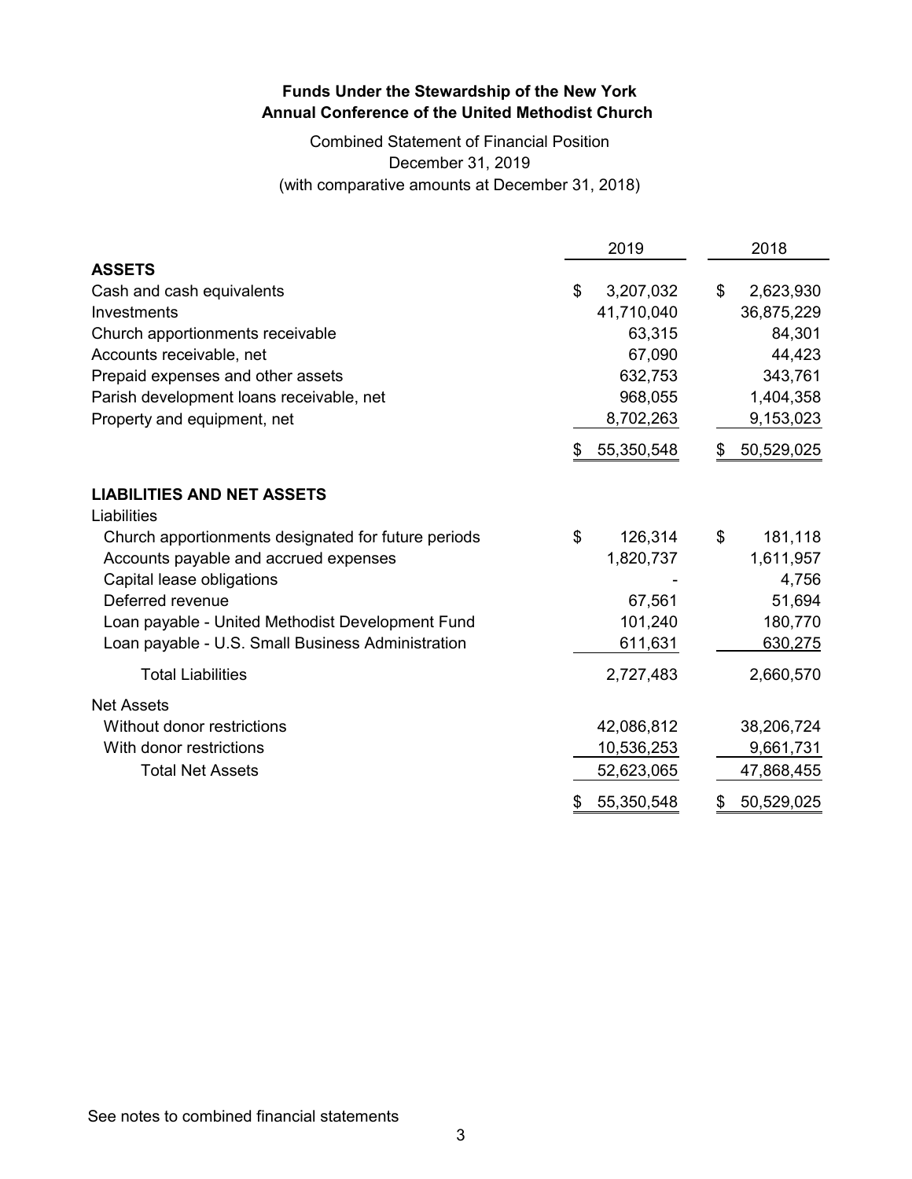**Funds Under the Stewardship of the New York**
**Annual Conference of the United Methodist Church**

Combined Statement of Financial Position
December 31, 2019
(with comparative amounts at December 31, 2018)

| | 2019 | 2018 |
|---|---|---|
| **ASSETS** | | |
| Cash and cash equivalents | $ 3,207,032 | $ 2,623,930 |
| Investments | 41,710,040 | 36,875,229 |
| Church apportionments receivable | 63,315 | 84,301 |
| Accounts receivable, net | 67,090 | 44,423 |
| Prepaid expenses and other assets | 632,753 | 343,761 |
| Parish development loans receivable, net | 968,055 | 1,404,358 |
| Property and equipment, net | 8,702,263 | 9,153,023 |
| | $ 55,350,548 | $ 50,529,025 |
| **LIABILITIES AND NET ASSETS** | | |
| Liabilities | | |
| Church apportionments designated for future periods | $ 126,314 | $ 181,118 |
| Accounts payable and accrued expenses | 1,820,737 | 1,611,957 |
| Capital lease obligations | - | 4,756 |
| Deferred revenue | 67,561 | 51,694 |
| Loan payable - United Methodist Development Fund | 101,240 | 180,770 |
| Loan payable - U.S. Small Business Administration | 611,631 | 630,275 |
| Total Liabilities | 2,727,483 | 2,660,570 |
| Net Assets | | |
| Without donor restrictions | 42,086,812 | 38,206,724 |
| With donor restrictions | 10,536,253 | 9,661,731 |
| Total Net Assets | 52,623,065 | 47,868,455 |
| | $ 55,350,548 | $ 50,529,025 |

See notes to combined financial statements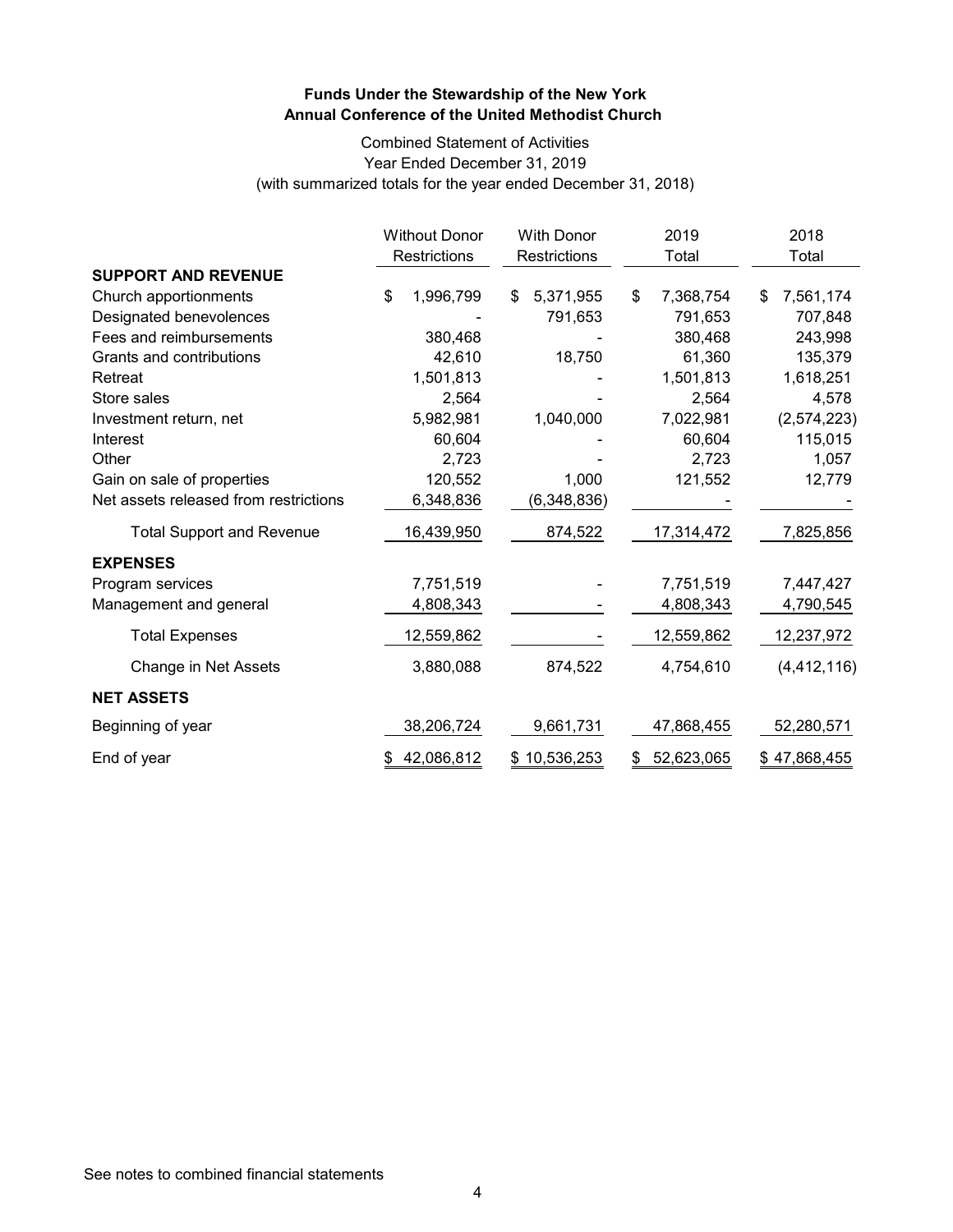**Funds Under the Stewardship of the New York Annual Conference of the United Methodist Church**

Combined Statement of Activities
Year Ended December 31, 2019
(with summarized totals for the year ended December 31, 2018)

| | Without Donor Restrictions | With Donor Restrictions | 2019 Total | 2018 Total |
|---|---|---|---|---|
| **SUPPORT AND REVENUE** | | | | |
| Church apportionments | $ 1,996,799 | $ 5,371,955 | $ 7,368,754 | $ 7,561,174 |
| Designated benevolences | - | 791,653 | 791,653 | 707,848 |
| Fees and reimbursements | 380,468 | - | 380,468 | 243,998 |
| Grants and contributions | 42,610 | 18,750 | 61,360 | 135,379 |
| Retreat | 1,501,813 | - | 1,501,813 | 1,618,251 |
| Store sales | 2,564 | - | 2,564 | 4,578 |
| Investment return, net | 5,982,981 | 1,040,000 | 7,022,981 | (2,574,223) |
| Interest | 60,604 | - | 60,604 | 115,015 |
| Other | 2,723 | - | 2,723 | 1,057 |
| Gain on sale of properties | 120,552 | 1,000 | 121,552 | 12,779 |
| Net assets released from restrictions | 6,348,836 | (6,348,836) | - | - |
| Total Support and Revenue | 16,439,950 | 874,522 | 17,314,472 | 7,825,856 |
| **EXPENSES** | | | | |
| Program services | 7,751,519 | - | 7,751,519 | 7,447,427 |
| Management and general | 4,808,343 | - | 4,808,343 | 4,790,545 |
| Total Expenses | 12,559,862 | - | 12,559,862 | 12,237,972 |
| Change in Net Assets | 3,880,088 | 874,522 | 4,754,610 | (4,412,116) |
| **NET ASSETS** | | | | |
| Beginning of year | 38,206,724 | 9,661,731 | 47,868,455 | 52,280,571 |
| End of year | $ 42,086,812 | $ 10,536,253 | $ 52,623,065 | $ 47,868,455 |

See notes to combined financial statements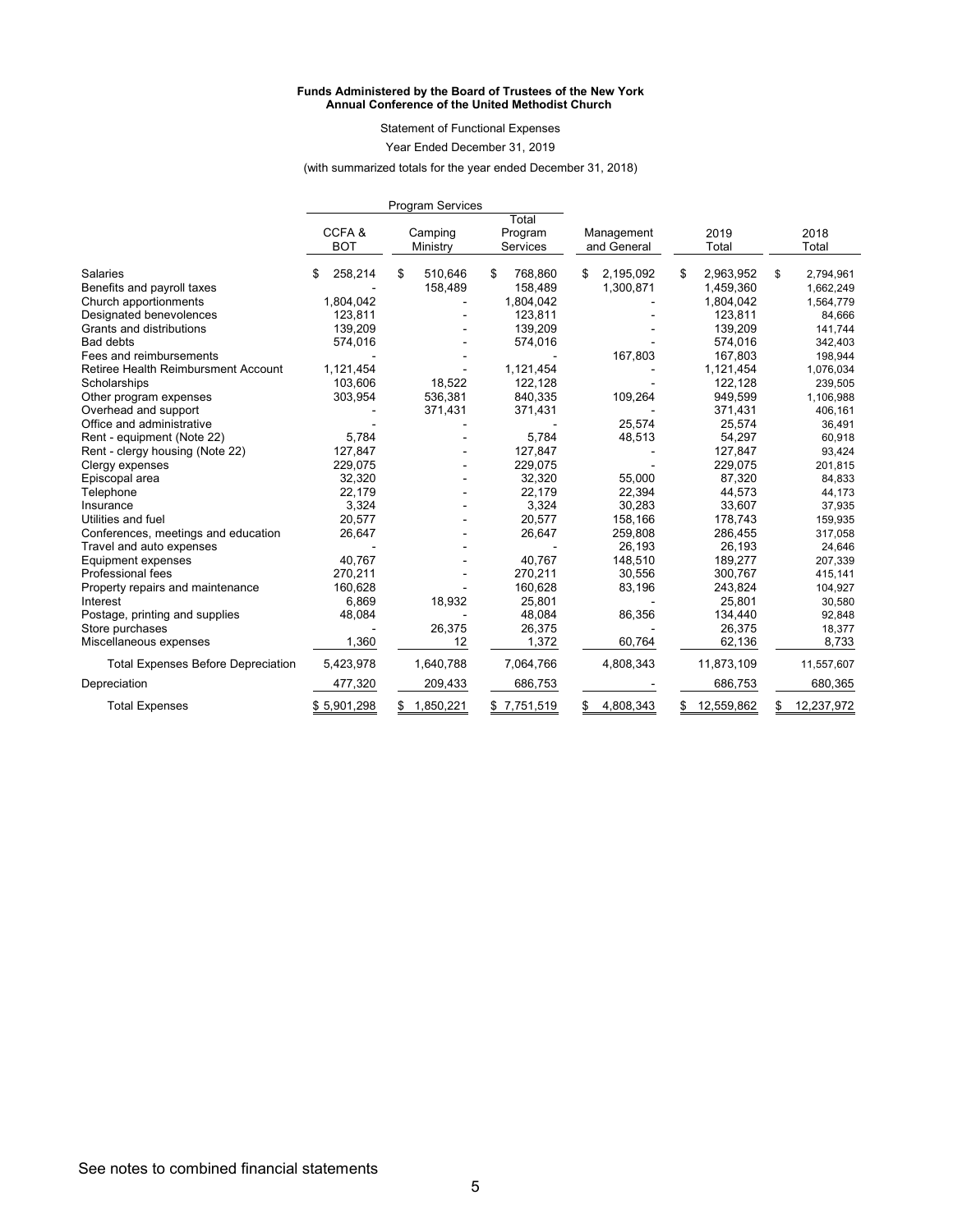**Funds Administered by the Board of Trustees of the New York Annual Conference of the United Methodist Church**

Statement of Functional Expenses

Year Ended December 31, 2019

(with summarized totals for the year ended December 31, 2018)

| | Program Services | | | | | |
|---|---|---|---|---|---|---|
| | CCFA & BOT | Camping Ministry | Total Program Services | Management and General | 2019 Total | 2018 Total |
| Salaries | $ 258,214 | $ 510,646 | $ 768,860 | $ 2,195,092 | $ 2,963,952 | $ 2,794,961 |
| Benefits and payroll taxes | - | 158,489 | 158,489 | 1,300,871 | 1,459,360 | 1,662,249 |
| Church apportionments | 1,804,042 | - | 1,804,042 | - | 1,804,042 | 1,564,779 |
| Designated benevolences | 123,811 | - | 123,811 | - | 123,811 | 84,666 |
| Grants and distributions | 139,209 | - | 139,209 | - | 139,209 | 141,744 |
| Bad debts | 574,016 | - | 574,016 | - | 574,016 | 342,403 |
| Fees and reimbursements | - | - | - | 167,803 | 167,803 | 198,944 |
| Retiree Health Reimbursment Account | 1,121,454 | - | 1,121,454 | - | 1,121,454 | 1,076,034 |
| Scholarships | 103,606 | 18,522 | 122,128 | - | 122,128 | 239,505 |
| Other program expenses | 303,954 | 536,381 | 840,335 | 109,264 | 949,599 | 1,106,988 |
| Overhead and support | - | 371,431 | 371,431 | - | 371,431 | 406,161 |
| Office and administrative | - | - | - | 25,574 | 25,574 | 36,491 |
| Rent - equipment (Note 22) | 5,784 | - | 5,784 | 48,513 | 54,297 | 60,918 |
| Rent - clergy housing (Note 22) | 127,847 | - | 127,847 | - | 127,847 | 93,424 |
| Clergy expenses | 229,075 | - | 229,075 | - | 229,075 | 201,815 |
| Episcopal area | 32,320 | - | 32,320 | 55,000 | 87,320 | 84,833 |
| Telephone | 22,179 | - | 22,179 | 22,394 | 44,573 | 44,173 |
| Insurance | 3,324 | - | 3,324 | 30,283 | 33,607 | 37,935 |
| Utilities and fuel | 20,577 | - | 20,577 | 158,166 | 178,743 | 159,935 |
| Conferences, meetings and education | 26,647 | - | 26,647 | 259,808 | 286,455 | 317,058 |
| Travel and auto expenses | - | - | - | 26,193 | 26,193 | 24,646 |
| Equipment expenses | 40,767 | - | 40,767 | 148,510 | 189,277 | 207,339 |
| Professional fees | 270,211 | - | 270,211 | 30,556 | 300,767 | 415,141 |
| Property repairs and maintenance | 160,628 | - | 160,628 | 83,196 | 243,824 | 104,927 |
| Interest | 6,869 | 18,932 | 25,801 | - | 25,801 | 30,580 |
| Postage, printing and supplies | 48,084 | - | 48,084 | 86,356 | 134,440 | 92,848 |
| Store purchases | - | 26,375 | 26,375 | - | 26,375 | 18,377 |
| Miscellaneous expenses | 1,360 | 12 | 1,372 | 60,764 | 62,136 | 8,733 |
| Total Expenses Before Depreciation | 5,423,978 | 1,640,788 | 7,064,766 | 4,808,343 | 11,873,109 | 11,557,607 |
| Depreciation | 477,320 | 209,433 | 686,753 | - | 686,753 | 680,365 |
| Total Expenses | $ 5,901,298 | $ 1,850,221 | $ 7,751,519 | $ 4,808,343 | $ 12,559,862 | $ 12,237,972 |

See notes to combined financial statements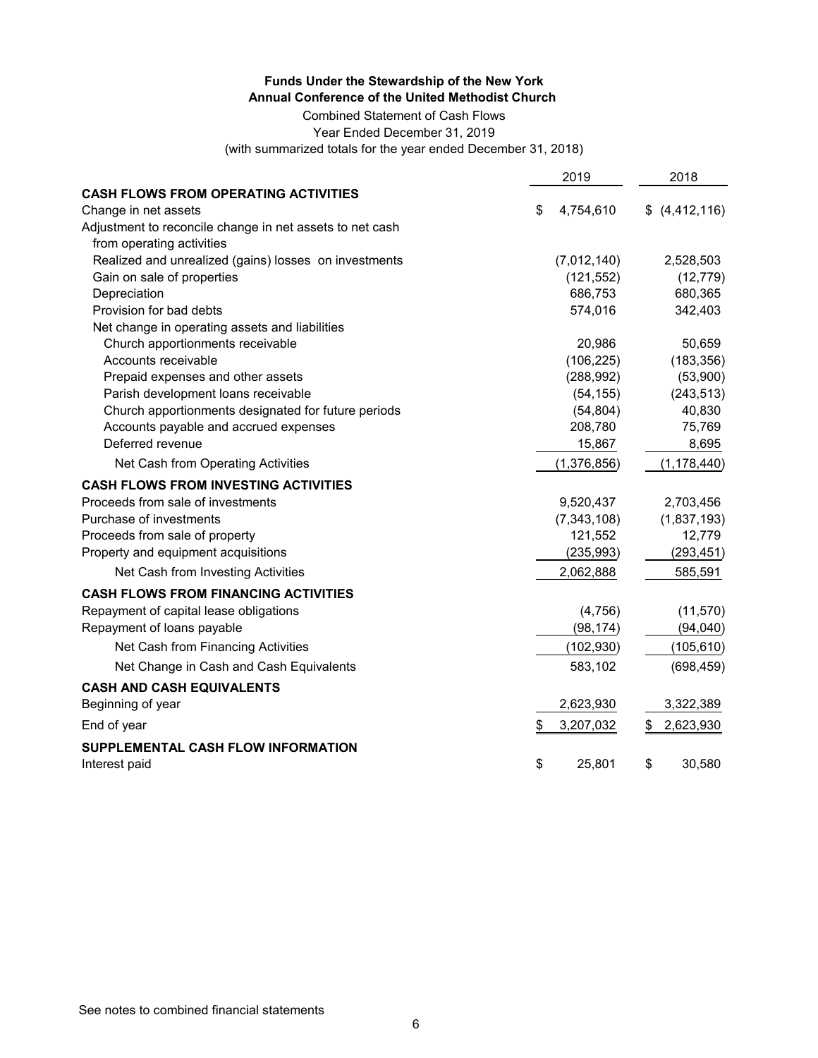**Funds Under the Stewardship of the New York**
**Annual Conference of the United Methodist Church**

Combined Statement of Cash Flows

Year Ended December 31, 2019

(with summarized totals for the year ended December 31, 2018)

| | 2019 | 2018 |
|---|---|---|
| **CASH FLOWS FROM OPERATING ACTIVITIES** | | |
| Change in net assets | $ 4,754,610 | $ (4,412,116) |
| Adjustment to reconcile change in net assets to net cash from operating activities | | |
| Realized and unrealized (gains) losses on investments | (7,012,140) | 2,528,503 |
| Gain on sale of properties | (121,552) | (12,779) |
| Depreciation | 686,753 | 680,365 |
| Provision for bad debts | 574,016 | 342,403 |
| Net change in operating assets and liabilities | | |
| Church apportionments receivable | 20,986 | 50,659 |
| Accounts receivable | (106,225) | (183,356) |
| Prepaid expenses and other assets | (288,992) | (53,900) |
| Parish development loans receivable | (54,155) | (243,513) |
| Church apportionments designated for future periods | (54,804) | 40,830 |
| Accounts payable and accrued expenses | 208,780 | 75,769 |
| Deferred revenue | 15,867 | 8,695 |
| Net Cash from Operating Activities | (1,376,856) | (1,178,440) |
| **CASH FLOWS FROM INVESTING ACTIVITIES** | | |
| Proceeds from sale of investments | 9,520,437 | 2,703,456 |
| Purchase of investments | (7,343,108) | (1,837,193) |
| Proceeds from sale of property | 121,552 | 12,779 |
| Property and equipment acquisitions | (235,993) | (293,451) |
| Net Cash from Investing Activities | 2,062,888 | 585,591 |
| **CASH FLOWS FROM FINANCING ACTIVITIES** | | |
| Repayment of capital lease obligations | (4,756) | (11,570) |
| Repayment of loans payable | (98,174) | (94,040) |
| Net Cash from Financing Activities | (102,930) | (105,610) |
| Net Change in Cash and Cash Equivalents | 583,102 | (698,459) |
| **CASH AND CASH EQUIVALENTS** | | |
| Beginning of year | 2,623,930 | 3,322,389 |
| End of year | $ 3,207,032 | $ 2,623,930 |
| **SUPPLEMENTAL CASH FLOW INFORMATION** | | |
| Interest paid | $ 25,801 | $ 30,580 |

See notes to combined financial statements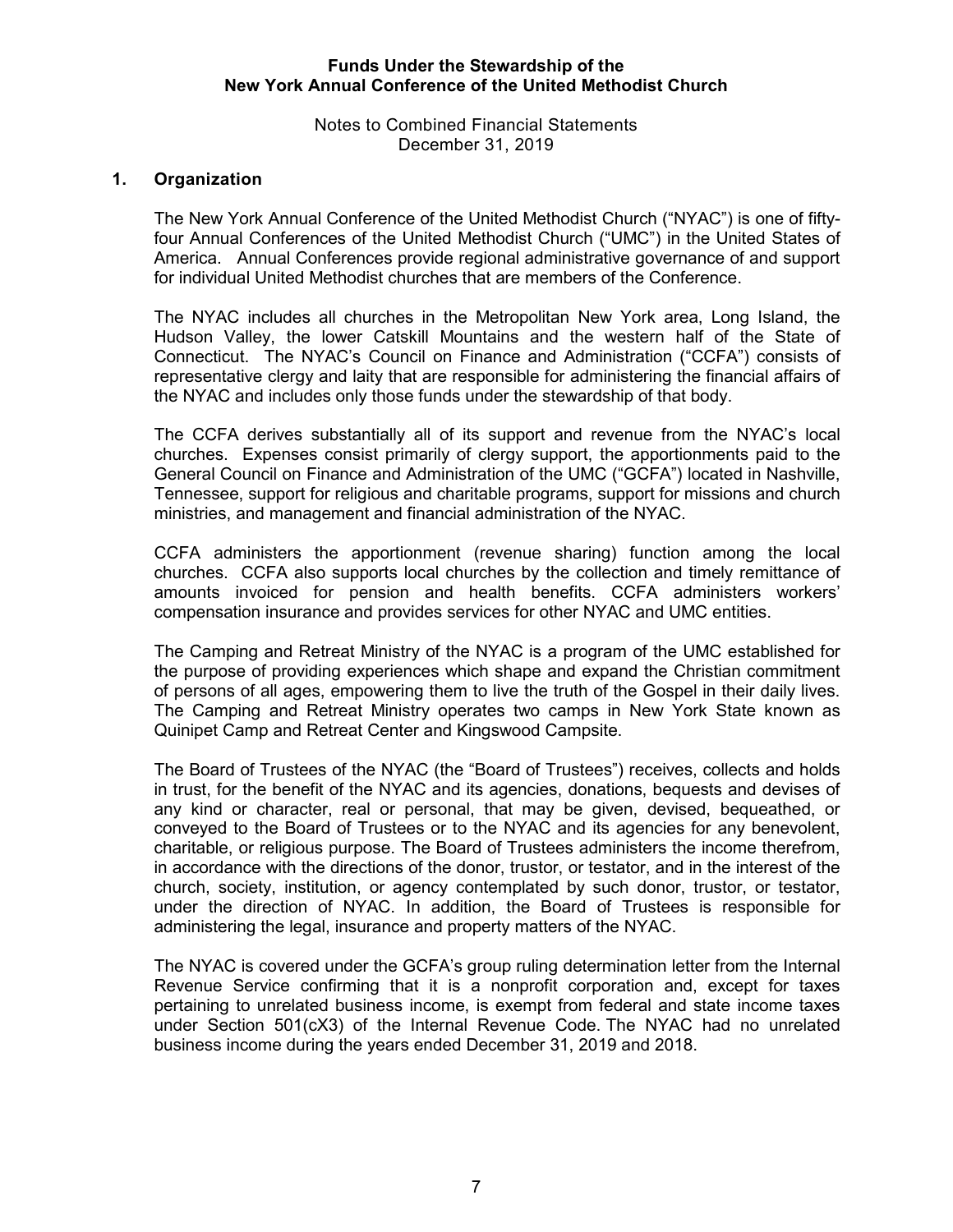**Funds Under the Stewardship of the**
**New York Annual Conference of the United Methodist Church**

Notes to Combined Financial Statements
December 31, 2019

## 1. Organization

The New York Annual Conference of the United Methodist Church ("NYAC") is one of fifty-four Annual Conferences of the United Methodist Church ("UMC") in the United States of America. Annual Conferences provide regional administrative governance of and support for individual United Methodist churches that are members of the Conference.

The NYAC includes all churches in the Metropolitan New York area, Long Island, the Hudson Valley, the lower Catskill Mountains and the western half of the State of Connecticut. The NYAC's Council on Finance and Administration ("CCFA") consists of representative clergy and laity that are responsible for administering the financial affairs of the NYAC and includes only those funds under the stewardship of that body.

The CCFA derives substantially all of its support and revenue from the NYAC's local churches. Expenses consist primarily of clergy support, the apportionments paid to the General Council on Finance and Administration of the UMC ("GCFA") located in Nashville, Tennessee, support for religious and charitable programs, support for missions and church ministries, and management and financial administration of the NYAC.

CCFA administers the apportionment (revenue sharing) function among the local churches. CCFA also supports local churches by the collection and timely remittance of amounts invoiced for pension and health benefits. CCFA administers workers' compensation insurance and provides services for other NYAC and UMC entities.

The Camping and Retreat Ministry of the NYAC is a program of the UMC established for the purpose of providing experiences which shape and expand the Christian commitment of persons of all ages, empowering them to live the truth of the Gospel in their daily lives. The Camping and Retreat Ministry operates two camps in New York State known as Quinipet Camp and Retreat Center and Kingswood Campsite.

The Board of Trustees of the NYAC (the "Board of Trustees") receives, collects and holds in trust, for the benefit of the NYAC and its agencies, donations, bequests and devises of any kind or character, real or personal, that may be given, devised, bequeathed, or conveyed to the Board of Trustees or to the NYAC and its agencies for any benevolent, charitable, or religious purpose. The Board of Trustees administers the income therefrom, in accordance with the directions of the donor, trustor, or testator, and in the interest of the church, society, institution, or agency contemplated by such donor, trustor, or testator, under the direction of NYAC. In addition, the Board of Trustees is responsible for administering the legal, insurance and property matters of the NYAC.

The NYAC is covered under the GCFA's group ruling determination letter from the Internal Revenue Service confirming that it is a nonprofit corporation and, except for taxes pertaining to unrelated business income, is exempt from federal and state income taxes under Section 501(cX3) of the Internal Revenue Code. The NYAC had no unrelated business income during the years ended December 31, 2019 and 2018.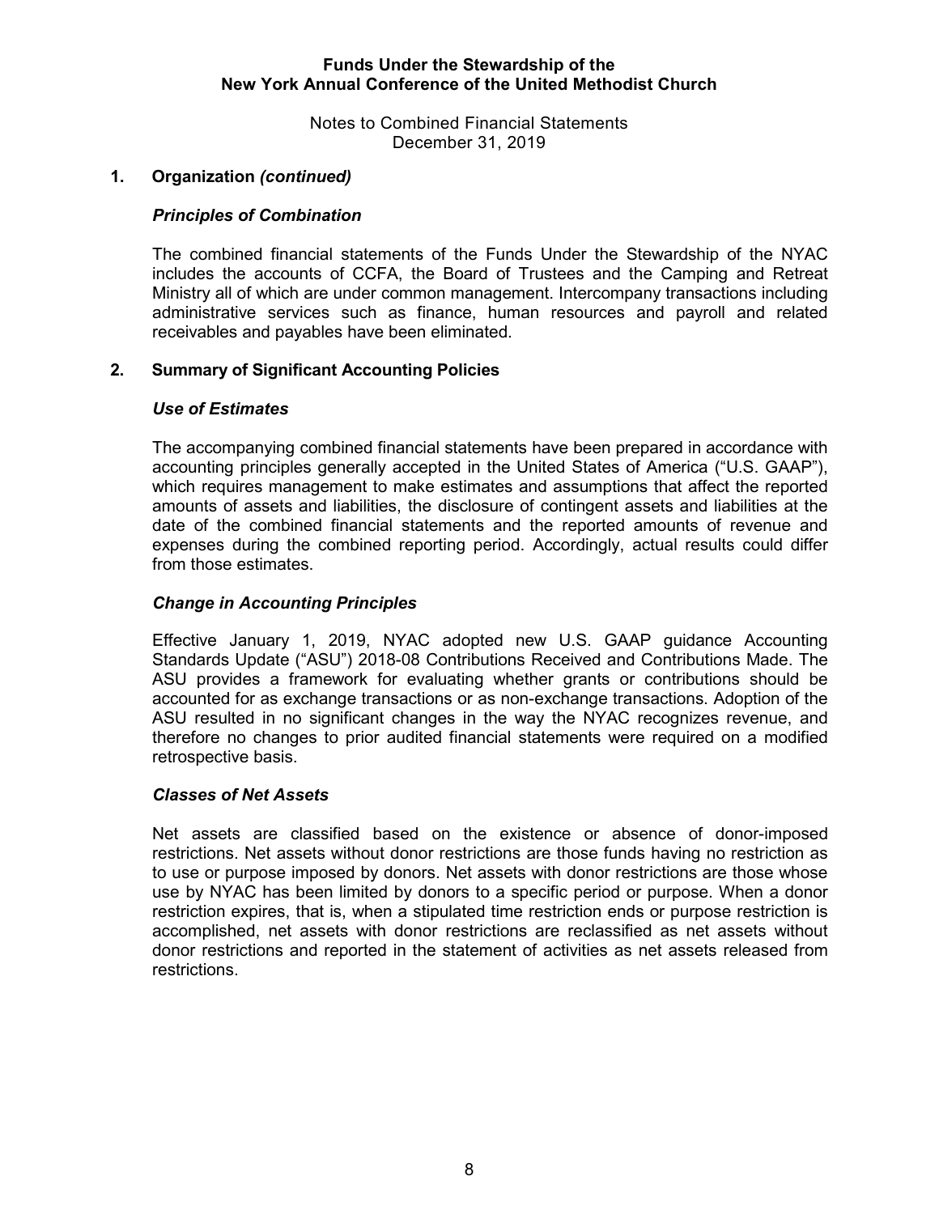## 1. Organization *(continued)*

### *Principles of Combination*

The combined financial statements of the Funds Under the Stewardship of the NYAC includes the accounts of CCFA, the Board of Trustees and the Camping and Retreat Ministry all of which are under common management. Intercompany transactions including administrative services such as finance, human resources and payroll and related receivables and payables have been eliminated.

## 2. Summary of Significant Accounting Policies

### *Use of Estimates*

The accompanying combined financial statements have been prepared in accordance with accounting principles generally accepted in the United States of America ("U.S. GAAP"), which requires management to make estimates and assumptions that affect the reported amounts of assets and liabilities, the disclosure of contingent assets and liabilities at the date of the combined financial statements and the reported amounts of revenue and expenses during the combined reporting period. Accordingly, actual results could differ from those estimates.

### *Change in Accounting Principles*

Effective January 1, 2019, NYAC adopted new U.S. GAAP guidance Accounting Standards Update ("ASU") 2018-08 Contributions Received and Contributions Made. The ASU provides a framework for evaluating whether grants or contributions should be accounted for as exchange transactions or as non-exchange transactions. Adoption of the ASU resulted in no significant changes in the way the NYAC recognizes revenue, and therefore no changes to prior audited financial statements were required on a modified retrospective basis.

### *Classes of Net Assets*

Net assets are classified based on the existence or absence of donor-imposed restrictions. Net assets without donor restrictions are those funds having no restriction as to use or purpose imposed by donors. Net assets with donor restrictions are those whose use by NYAC has been limited by donors to a specific period or purpose. When a donor restriction expires, that is, when a stipulated time restriction ends or purpose restriction is accomplished, net assets with donor restrictions are reclassified as net assets without donor restrictions and reported in the statement of activities as net assets released from restrictions.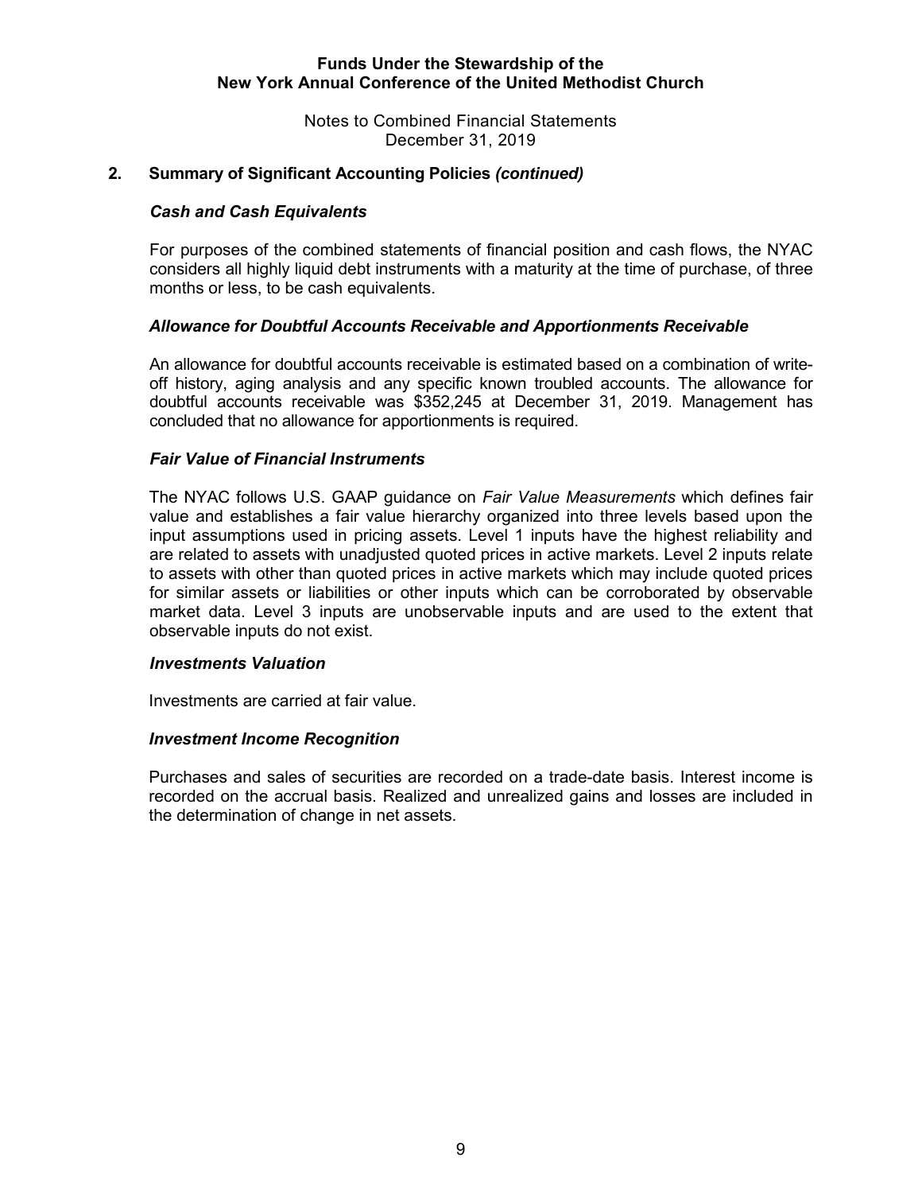## 2. Summary of Significant Accounting Policies *(continued)*

### *Cash and Cash Equivalents*

For purposes of the combined statements of financial position and cash flows, the NYAC considers all highly liquid debt instruments with a maturity at the time of purchase, of three months or less, to be cash equivalents.

### *Allowance for Doubtful Accounts Receivable and Apportionments Receivable*

An allowance for doubtful accounts receivable is estimated based on a combination of write-off history, aging analysis and any specific known troubled accounts. The allowance for doubtful accounts receivable was $352,245 at December 31, 2019. Management has concluded that no allowance for apportionments is required.

### *Fair Value of Financial Instruments*

The NYAC follows U.S. GAAP guidance on *Fair Value Measurements* which defines fair value and establishes a fair value hierarchy organized into three levels based upon the input assumptions used in pricing assets. Level 1 inputs have the highest reliability and are related to assets with unadjusted quoted prices in active markets. Level 2 inputs relate to assets with other than quoted prices in active markets which may include quoted prices for similar assets or liabilities or other inputs which can be corroborated by observable market data. Level 3 inputs are unobservable inputs and are used to the extent that observable inputs do not exist.

### *Investments Valuation*

Investments are carried at fair value.

### *Investment Income Recognition*

Purchases and sales of securities are recorded on a trade-date basis. Interest income is recorded on the accrual basis. Realized and unrealized gains and losses are included in the determination of change in net assets.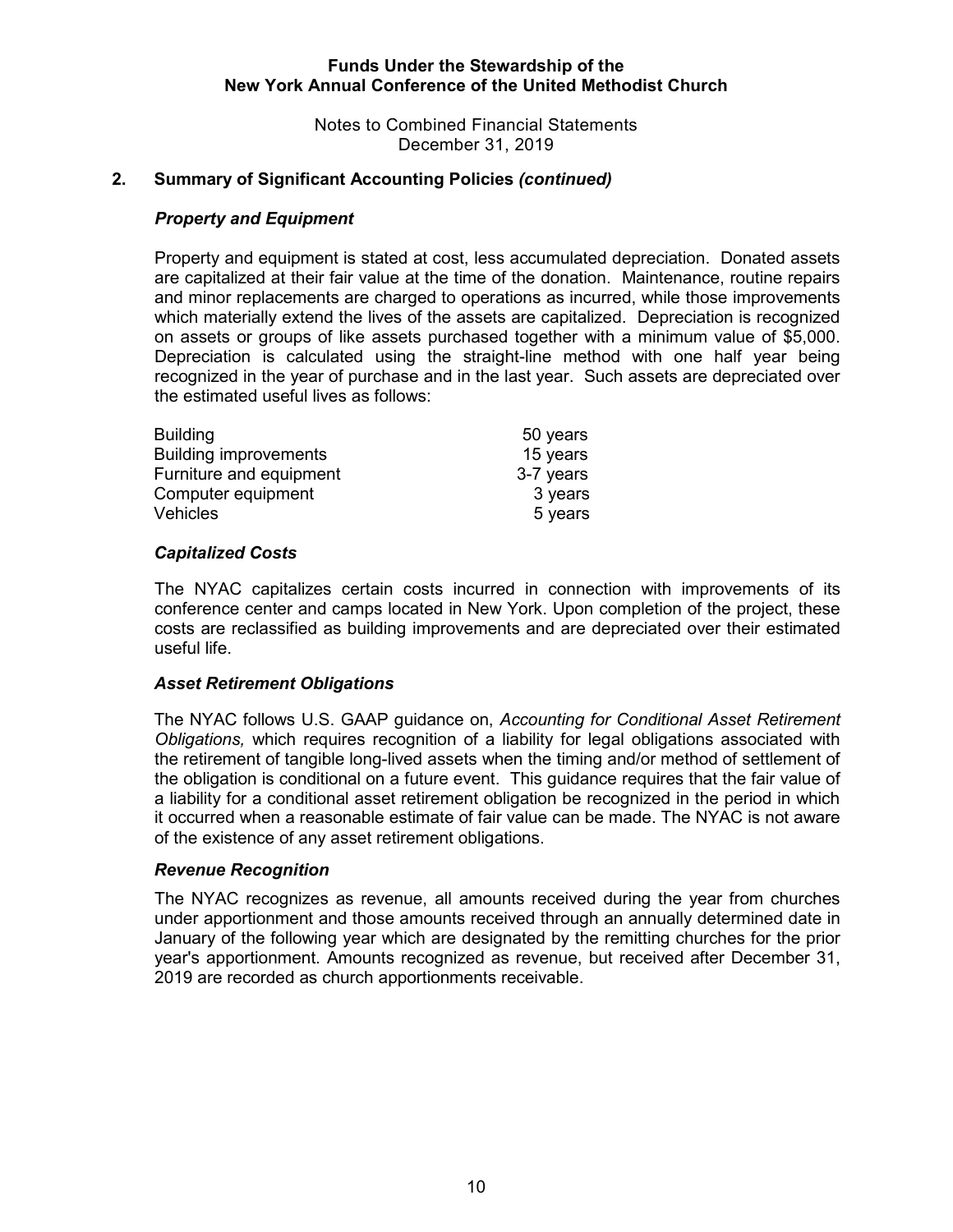## 2. Summary of Significant Accounting Policies *(continued)*

### *Property and Equipment*

Property and equipment is stated at cost, less accumulated depreciation. Donated assets are capitalized at their fair value at the time of the donation. Maintenance, routine repairs and minor replacements are charged to operations as incurred, while those improvements which materially extend the lives of the assets are capitalized. Depreciation is recognized on assets or groups of like assets purchased together with a minimum value of $5,000. Depreciation is calculated using the straight-line method with one half year being recognized in the year of purchase and in the last year. Such assets are depreciated over the estimated useful lives as follows:

| | |
|---|---|
| Building | 50 years |
| Building improvements | 15 years |
| Furniture and equipment | 3-7 years |
| Computer equipment | 3 years |
| Vehicles | 5 years |

### *Capitalized Costs*

The NYAC capitalizes certain costs incurred in connection with improvements of its conference center and camps located in New York. Upon completion of the project, these costs are reclassified as building improvements and are depreciated over their estimated useful life.

### *Asset Retirement Obligations*

The NYAC follows U.S. GAAP guidance on, *Accounting for Conditional Asset Retirement Obligations,* which requires recognition of a liability for legal obligations associated with the retirement of tangible long-lived assets when the timing and/or method of settlement of the obligation is conditional on a future event. This guidance requires that the fair value of a liability for a conditional asset retirement obligation be recognized in the period in which it occurred when a reasonable estimate of fair value can be made. The NYAC is not aware of the existence of any asset retirement obligations.

### *Revenue Recognition*

The NYAC recognizes as revenue, all amounts received during the year from churches under apportionment and those amounts received through an annually determined date in January of the following year which are designated by the remitting churches for the prior year's apportionment. Amounts recognized as revenue, but received after December 31, 2019 are recorded as church apportionments receivable.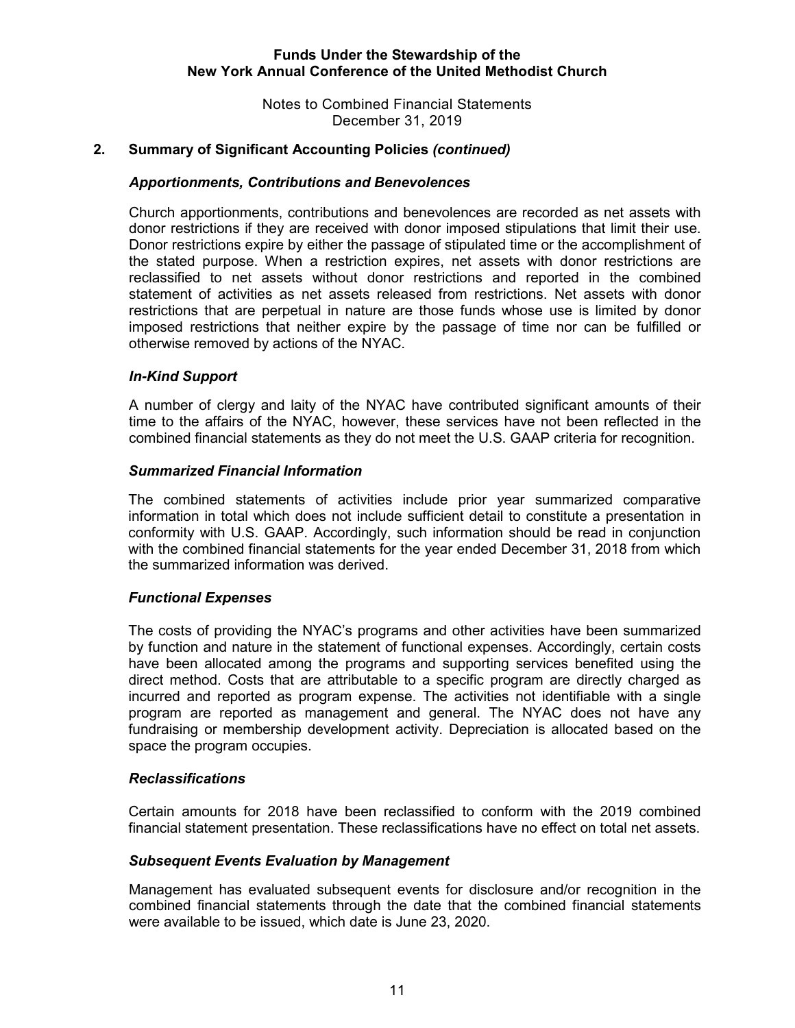## 2. Summary of Significant Accounting Policies *(continued)*

### *Apportionments, Contributions and Benevolences*

Church apportionments, contributions and benevolences are recorded as net assets with donor restrictions if they are received with donor imposed stipulations that limit their use. Donor restrictions expire by either the passage of stipulated time or the accomplishment of the stated purpose. When a restriction expires, net assets with donor restrictions are reclassified to net assets without donor restrictions and reported in the combined statement of activities as net assets released from restrictions. Net assets with donor restrictions that are perpetual in nature are those funds whose use is limited by donor imposed restrictions that neither expire by the passage of time nor can be fulfilled or otherwise removed by actions of the NYAC.

### *In-Kind Support*

A number of clergy and laity of the NYAC have contributed significant amounts of their time to the affairs of the NYAC, however, these services have not been reflected in the combined financial statements as they do not meet the U.S. GAAP criteria for recognition.

### *Summarized Financial Information*

The combined statements of activities include prior year summarized comparative information in total which does not include sufficient detail to constitute a presentation in conformity with U.S. GAAP. Accordingly, such information should be read in conjunction with the combined financial statements for the year ended December 31, 2018 from which the summarized information was derived.

### *Functional Expenses*

The costs of providing the NYAC's programs and other activities have been summarized by function and nature in the statement of functional expenses. Accordingly, certain costs have been allocated among the programs and supporting services benefited using the direct method. Costs that are attributable to a specific program are directly charged as incurred and reported as program expense. The activities not identifiable with a single program are reported as management and general. The NYAC does not have any fundraising or membership development activity. Depreciation is allocated based on the space the program occupies.

### *Reclassifications*

Certain amounts for 2018 have been reclassified to conform with the 2019 combined financial statement presentation. These reclassifications have no effect on total net assets.

### *Subsequent Events Evaluation by Management*

Management has evaluated subsequent events for disclosure and/or recognition in the combined financial statements through the date that the combined financial statements were available to be issued, which date is June 23, 2020.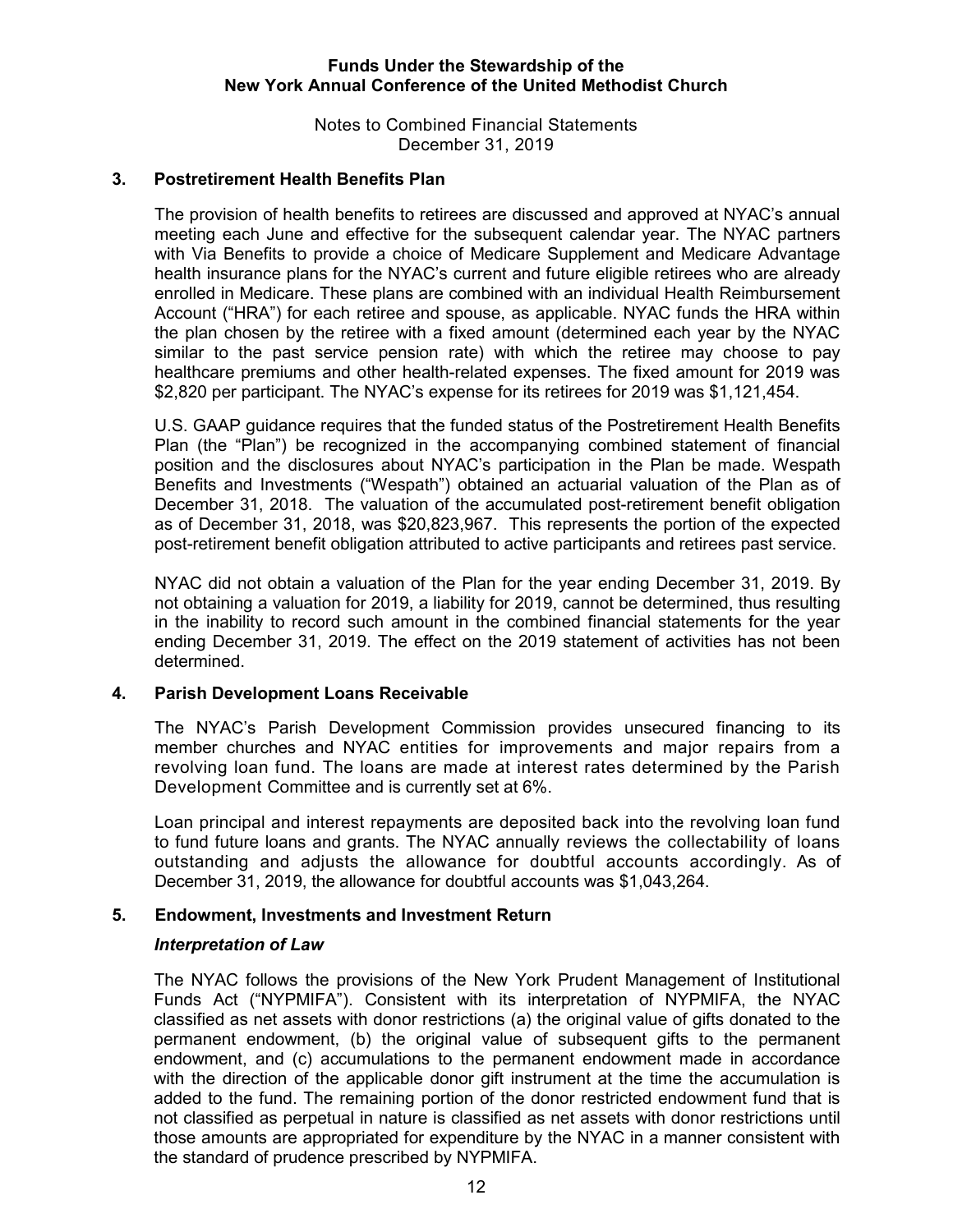### 3. Postretirement Health Benefits Plan

The provision of health benefits to retirees are discussed and approved at NYAC's annual meeting each June and effective for the subsequent calendar year. The NYAC partners with Via Benefits to provide a choice of Medicare Supplement and Medicare Advantage health insurance plans for the NYAC's current and future eligible retirees who are already enrolled in Medicare. These plans are combined with an individual Health Reimbursement Account ("HRA") for each retiree and spouse, as applicable. NYAC funds the HRA within the plan chosen by the retiree with a fixed amount (determined each year by the NYAC similar to the past service pension rate) with which the retiree may choose to pay healthcare premiums and other health-related expenses. The fixed amount for 2019 was $2,820 per participant. The NYAC's expense for its retirees for 2019 was $1,121,454.

U.S. GAAP guidance requires that the funded status of the Postretirement Health Benefits Plan (the "Plan") be recognized in the accompanying combined statement of financial position and the disclosures about NYAC's participation in the Plan be made. Wespath Benefits and Investments ("Wespath") obtained an actuarial valuation of the Plan as of December 31, 2018. The valuation of the accumulated post-retirement benefit obligation as of December 31, 2018, was $20,823,967. This represents the portion of the expected post-retirement benefit obligation attributed to active participants and retirees past service.

NYAC did not obtain a valuation of the Plan for the year ending December 31, 2019. By not obtaining a valuation for 2019, a liability for 2019, cannot be determined, thus resulting in the inability to record such amount in the combined financial statements for the year ending December 31, 2019. The effect on the 2019 statement of activities has not been determined.

### 4. Parish Development Loans Receivable

The NYAC's Parish Development Commission provides unsecured financing to its member churches and NYAC entities for improvements and major repairs from a revolving loan fund. The loans are made at interest rates determined by the Parish Development Committee and is currently set at 6%.

Loan principal and interest repayments are deposited back into the revolving loan fund to fund future loans and grants. The NYAC annually reviews the collectability of loans outstanding and adjusts the allowance for doubtful accounts accordingly. As of December 31, 2019, the allowance for doubtful accounts was $1,043,264.

### 5. Endowment, Investments and Investment Return

#### *Interpretation of Law*

The NYAC follows the provisions of the New York Prudent Management of Institutional Funds Act ("NYPMIFA"). Consistent with its interpretation of NYPMIFA, the NYAC classified as net assets with donor restrictions (a) the original value of gifts donated to the permanent endowment, (b) the original value of subsequent gifts to the permanent endowment, and (c) accumulations to the permanent endowment made in accordance with the direction of the applicable donor gift instrument at the time the accumulation is added to the fund. The remaining portion of the donor restricted endowment fund that is not classified as perpetual in nature is classified as net assets with donor restrictions until those amounts are appropriated for expenditure by the NYAC in a manner consistent with the standard of prudence prescribed by NYPMIFA.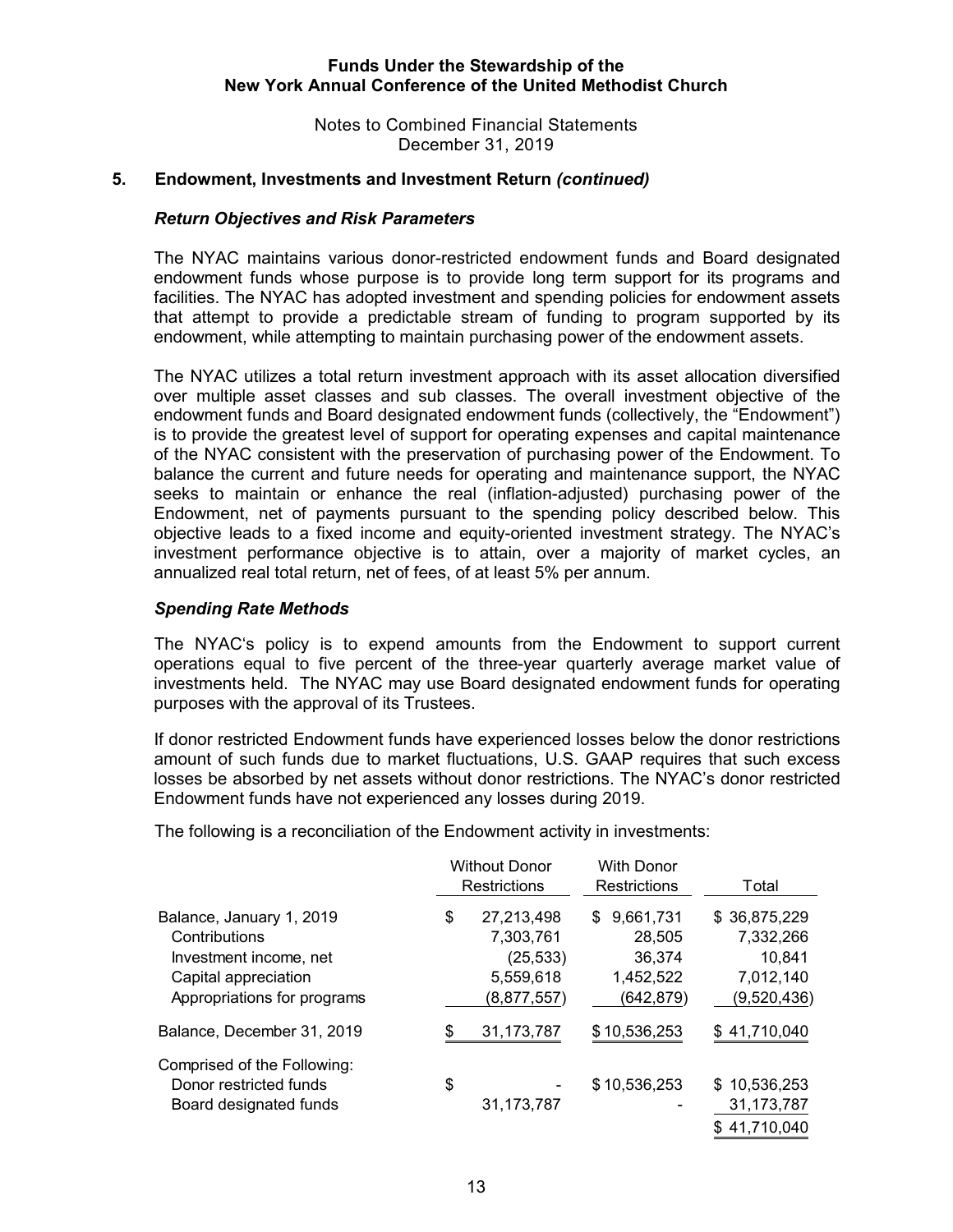## 5. Endowment, Investments and Investment Return *(continued)*

### *Return Objectives and Risk Parameters*

The NYAC maintains various donor-restricted endowment funds and Board designated endowment funds whose purpose is to provide long term support for its programs and facilities. The NYAC has adopted investment and spending policies for endowment assets that attempt to provide a predictable stream of funding to program supported by its endowment, while attempting to maintain purchasing power of the endowment assets.

The NYAC utilizes a total return investment approach with its asset allocation diversified over multiple asset classes and sub classes. The overall investment objective of the endowment funds and Board designated endowment funds (collectively, the "Endowment") is to provide the greatest level of support for operating expenses and capital maintenance of the NYAC consistent with the preservation of purchasing power of the Endowment. To balance the current and future needs for operating and maintenance support, the NYAC seeks to maintain or enhance the real (inflation-adjusted) purchasing power of the Endowment, net of payments pursuant to the spending policy described below. This objective leads to a fixed income and equity-oriented investment strategy. The NYAC's investment performance objective is to attain, over a majority of market cycles, an annualized real total return, net of fees, of at least 5% per annum.

### *Spending Rate Methods*

The NYAC's policy is to expend amounts from the Endowment to support current operations equal to five percent of the three-year quarterly average market value of investments held. The NYAC may use Board designated endowment funds for operating purposes with the approval of its Trustees.

If donor restricted Endowment funds have experienced losses below the donor restrictions amount of such funds due to market fluctuations, U.S. GAAP requires that such excess losses be absorbed by net assets without donor restrictions. The NYAC's donor restricted Endowment funds have not experienced any losses during 2019.

The following is a reconciliation of the Endowment activity in investments:

| | Without Donor Restrictions | With Donor Restrictions | Total |
|---|---|---|---|
| Balance, January 1, 2019 | $ 27,213,498 | $ 9,661,731 | $ 36,875,229 |
| Contributions | 7,303,761 | 28,505 | 7,332,266 |
| Investment income, net | (25,533) | 36,374 | 10,841 |
| Capital appreciation | 5,559,618 | 1,452,522 | 7,012,140 |
| Appropriations for programs | (8,877,557) | (642,879) | (9,520,436) |
| Balance, December 31, 2019 | $ 31,173,787 | $ 10,536,253 | $ 41,710,040 |
| Comprised of the Following: | | | |
| Donor restricted funds | $ - | $ 10,536,253 | $ 10,536,253 |
| Board designated funds | 31,173,787 | - | 31,173,787 |
| | | | $ 41,710,040 |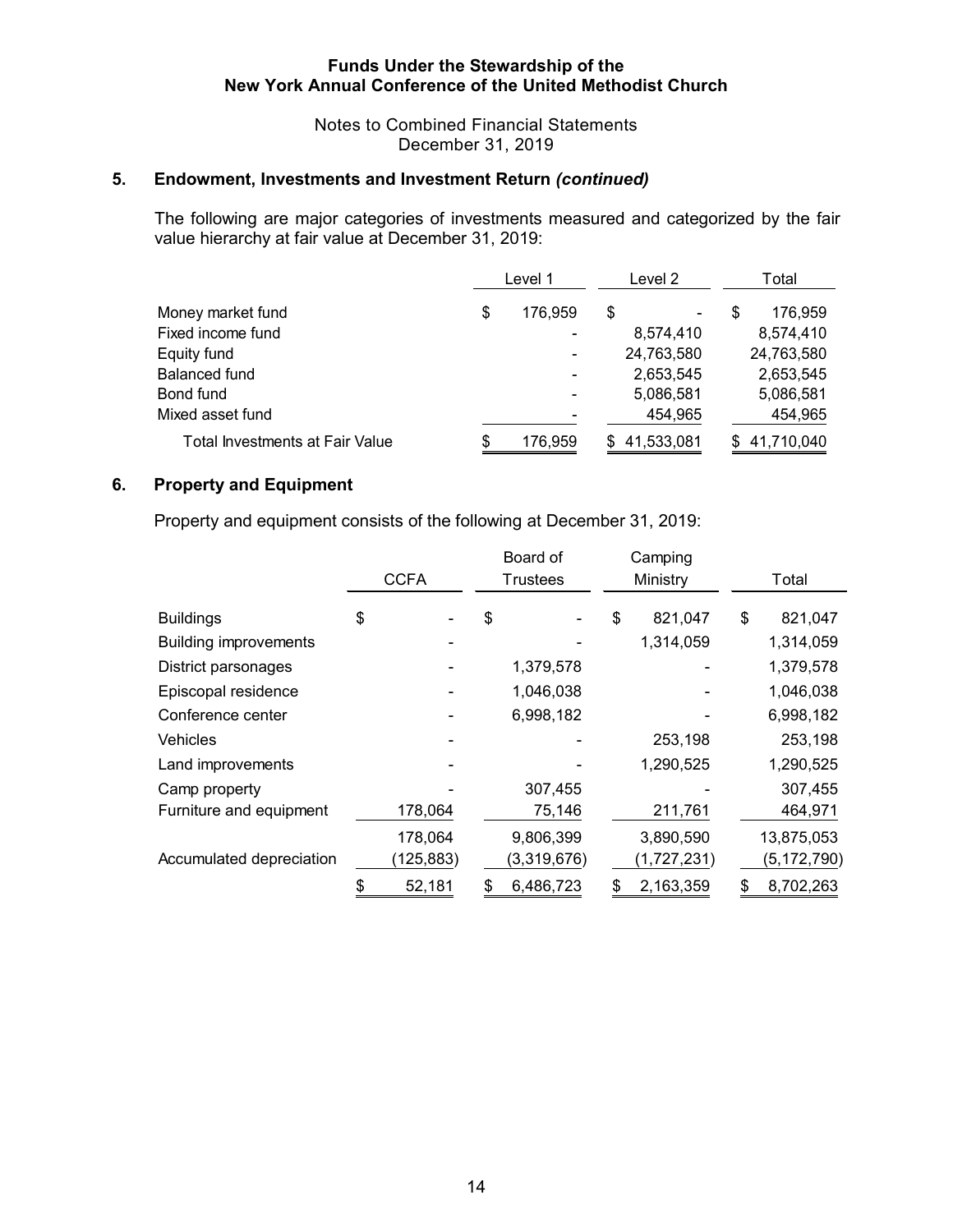# Funds Under the Stewardship of the New York Annual Conference of the United Methodist Church

Notes to Combined Financial Statements
December 31, 2019

## 5. Endowment, Investments and Investment Return *(continued)*

The following are major categories of investments measured and categorized by the fair value hierarchy at fair value at December 31, 2019:

| | Level 1 | Level 2 | Total |
|---|---|---|---|
| Money market fund | $ 176,959 | $ - | $ 176,959 |
| Fixed income fund | - | 8,574,410 | 8,574,410 |
| Equity fund | - | 24,763,580 | 24,763,580 |
| Balanced fund | - | 2,653,545 | 2,653,545 |
| Bond fund | - | 5,086,581 | 5,086,581 |
| Mixed asset fund | - | 454,965 | 454,965 |
| Total Investments at Fair Value | $ 176,959 | $ 41,533,081 | $ 41,710,040 |

## 6. Property and Equipment

Property and equipment consists of the following at December 31, 2019:

| | CCFA | Board of Trustees | Camping Ministry | Total |
|---|---|---|---|---|
| Buildings | $ - | $ - | $ 821,047 | $ 821,047 |
| Building improvements | - | - | 1,314,059 | 1,314,059 |
| District parsonages | - | 1,379,578 | - | 1,379,578 |
| Episcopal residence | - | 1,046,038 | - | 1,046,038 |
| Conference center | - | 6,998,182 | - | 6,998,182 |
| Vehicles | - | - | 253,198 | 253,198 |
| Land improvements | - | - | 1,290,525 | 1,290,525 |
| Camp property | - | 307,455 | - | 307,455 |
| Furniture and equipment | 178,064 | 75,146 | 211,761 | 464,971 |
| | 178,064 | 9,806,399 | 3,890,590 | 13,875,053 |
| Accumulated depreciation | (125,883) | (3,319,676) | (1,727,231) | (5,172,790) |
| | $ 52,181 | $ 6,486,723 | $ 2,163,359 | $ 8,702,263 |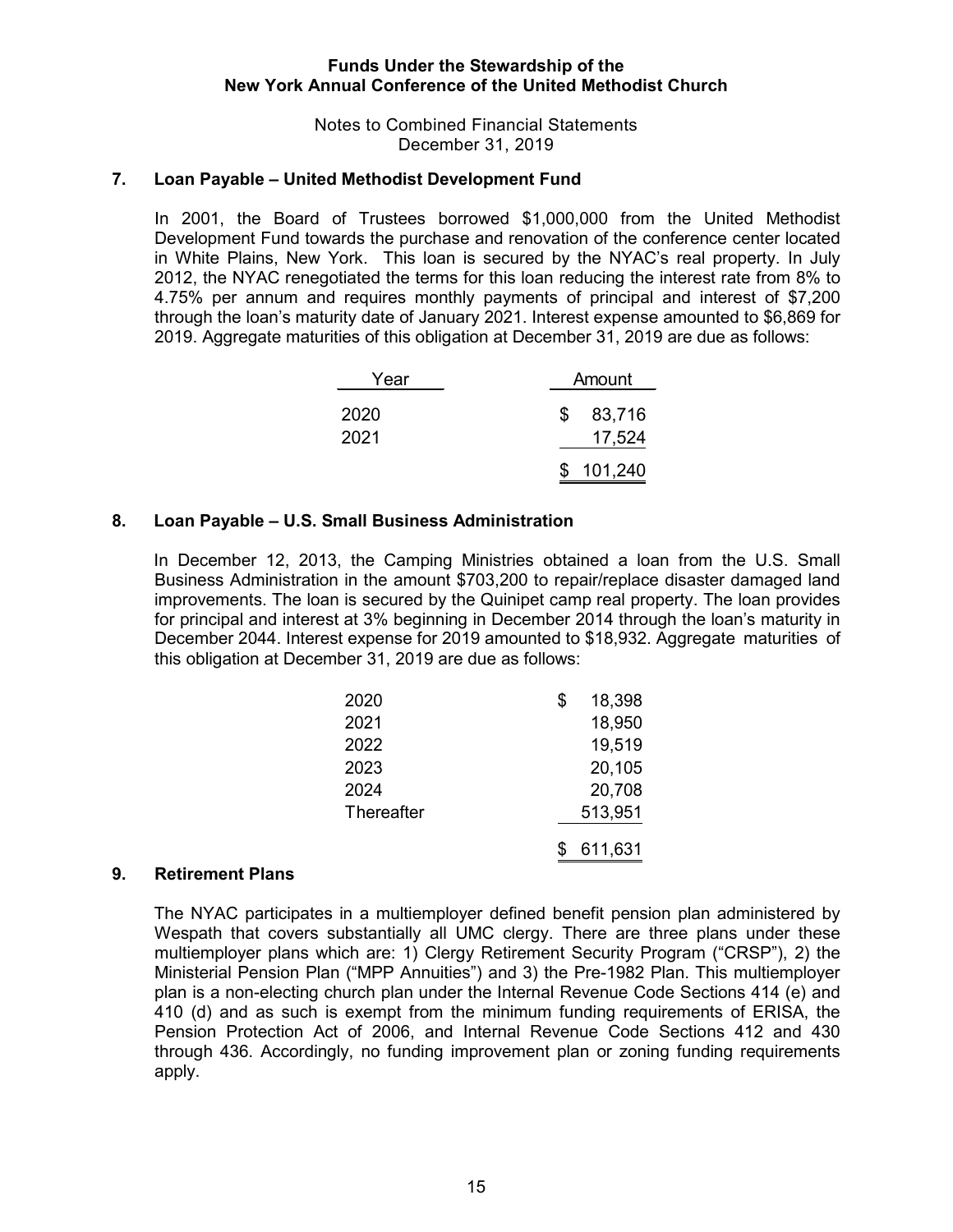**Funds Under the Stewardship of the New York Annual Conference of the United Methodist Church**

Notes to Combined Financial Statements
December 31, 2019

## 7. Loan Payable – United Methodist Development Fund

In 2001, the Board of Trustees borrowed $1,000,000 from the United Methodist Development Fund towards the purchase and renovation of the conference center located in White Plains, New York. This loan is secured by the NYAC's real property. In July 2012, the NYAC renegotiated the terms for this loan reducing the interest rate from 8% to 4.75% per annum and requires monthly payments of principal and interest of $7,200 through the loan's maturity date of January 2021. Interest expense amounted to $6,869 for 2019. Aggregate maturities of this obligation at December 31, 2019 are due as follows:

| Year | Amount |
|---|---|
| 2020 | $ 83,716 |
| 2021 | 17,524 |
| | $ 101,240 |

## 8. Loan Payable – U.S. Small Business Administration

In December 12, 2013, the Camping Ministries obtained a loan from the U.S. Small Business Administration in the amount $703,200 to repair/replace disaster damaged land improvements. The loan is secured by the Quinipet camp real property. The loan provides for principal and interest at 3% beginning in December 2014 through the loan's maturity in December 2044. Interest expense for 2019 amounted to $18,932. Aggregate maturities of this obligation at December 31, 2019 are due as follows:

| | |
|---|---|
| 2020 | $ 18,398 |
| 2021 | 18,950 |
| 2022 | 19,519 |
| 2023 | 20,105 |
| 2024 | 20,708 |
| Thereafter | 513,951 |
| | $ 611,631 |

## 9. Retirement Plans

The NYAC participates in a multiemployer defined benefit pension plan administered by Wespath that covers substantially all UMC clergy. There are three plans under these multiemployer plans which are: 1) Clergy Retirement Security Program ("CRSP"), 2) the Ministerial Pension Plan ("MPP Annuities") and 3) the Pre-1982 Plan. This multiemployer plan is a non-electing church plan under the Internal Revenue Code Sections 414 (e) and 410 (d) and as such is exempt from the minimum funding requirements of ERISA, the Pension Protection Act of 2006, and Internal Revenue Code Sections 412 and 430 through 436. Accordingly, no funding improvement plan or zoning funding requirements apply.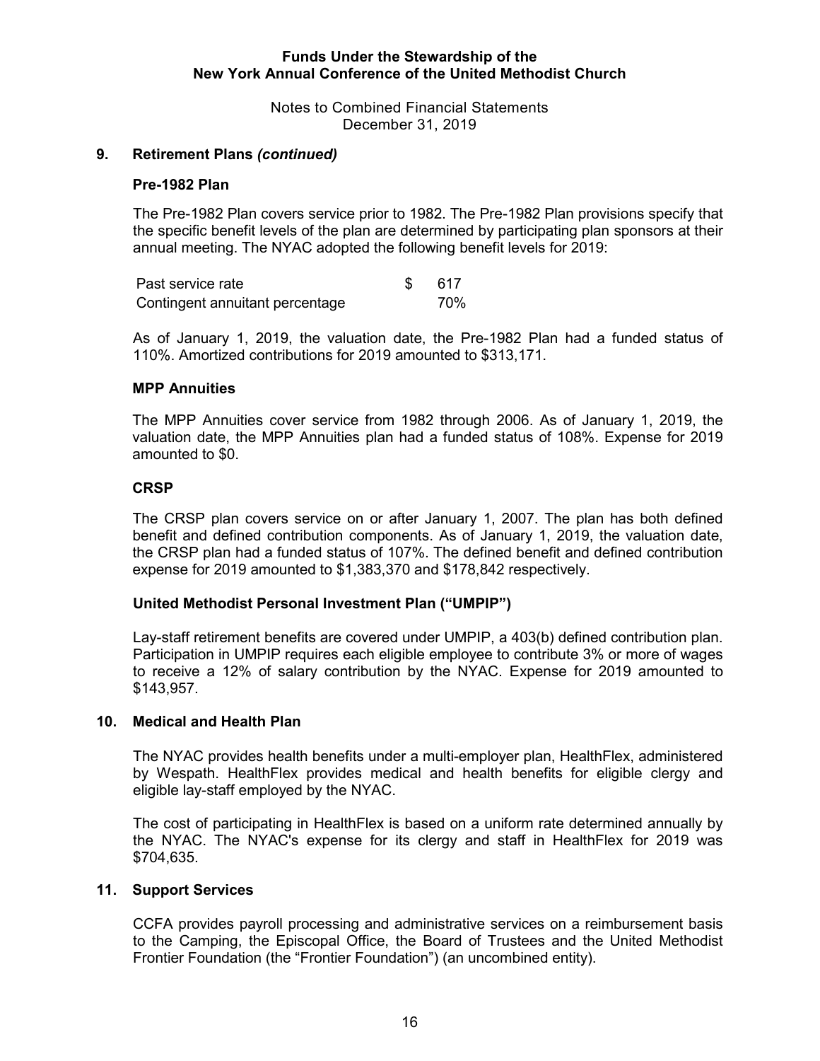## 9. Retirement Plans *(continued)*

### Pre-1982 Plan

The Pre-1982 Plan covers service prior to 1982. The Pre-1982 Plan provisions specify that the specific benefit levels of the plan are determined by participating plan sponsors at their annual meeting. The NYAC adopted the following benefit levels for 2019:

| | |
|---|---|
| Past service rate | $ 617 |
| Contingent annuitant percentage | 70% |

As of January 1, 2019, the valuation date, the Pre-1982 Plan had a funded status of 110%. Amortized contributions for 2019 amounted to $313,171.

### MPP Annuities

The MPP Annuities cover service from 1982 through 2006. As of January 1, 2019, the valuation date, the MPP Annuities plan had a funded status of 108%. Expense for 2019 amounted to $0.

### CRSP

The CRSP plan covers service on or after January 1, 2007. The plan has both defined benefit and defined contribution components. As of January 1, 2019, the valuation date, the CRSP plan had a funded status of 107%. The defined benefit and defined contribution expense for 2019 amounted to $1,383,370 and $178,842 respectively.

### United Methodist Personal Investment Plan ("UMPIP")

Lay-staff retirement benefits are covered under UMPIP, a 403(b) defined contribution plan. Participation in UMPIP requires each eligible employee to contribute 3% or more of wages to receive a 12% of salary contribution by the NYAC. Expense for 2019 amounted to $143,957.

## 10. Medical and Health Plan

The NYAC provides health benefits under a multi-employer plan, HealthFlex, administered by Wespath. HealthFlex provides medical and health benefits for eligible clergy and eligible lay-staff employed by the NYAC.

The cost of participating in HealthFlex is based on a uniform rate determined annually by the NYAC. The NYAC's expense for its clergy and staff in HealthFlex for 2019 was $704,635.

## 11. Support Services

CCFA provides payroll processing and administrative services on a reimbursement basis to the Camping, the Episcopal Office, the Board of Trustees and the United Methodist Frontier Foundation (the "Frontier Foundation") (an uncombined entity).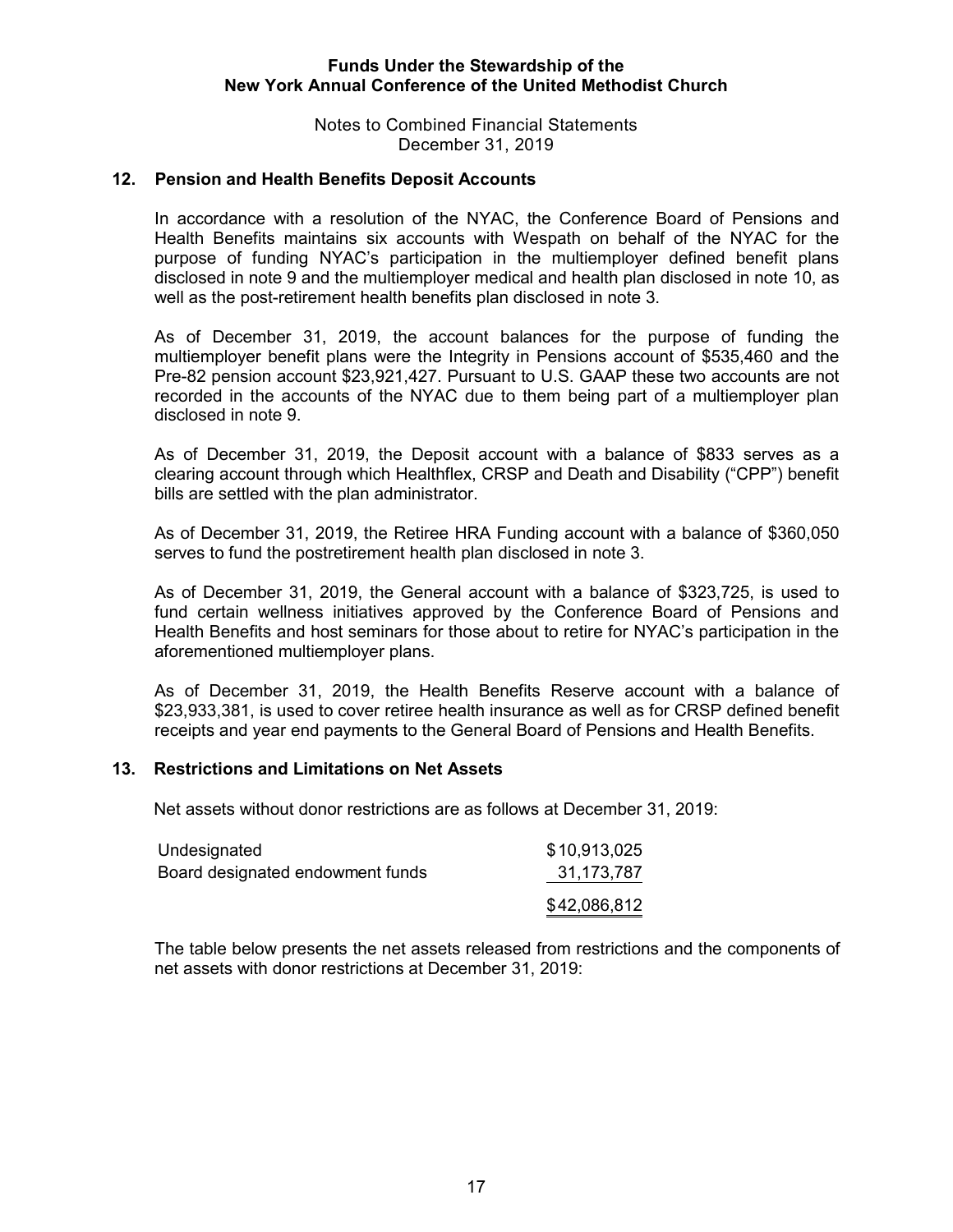## 12. Pension and Health Benefits Deposit Accounts

In accordance with a resolution of the NYAC, the Conference Board of Pensions and Health Benefits maintains six accounts with Wespath on behalf of the NYAC for the purpose of funding NYAC's participation in the multiemployer defined benefit plans disclosed in note 9 and the multiemployer medical and health plan disclosed in note 10, as well as the post-retirement health benefits plan disclosed in note 3.

As of December 31, 2019, the account balances for the purpose of funding the multiemployer benefit plans were the Integrity in Pensions account of $535,460 and the Pre-82 pension account $23,921,427. Pursuant to U.S. GAAP these two accounts are not recorded in the accounts of the NYAC due to them being part of a multiemployer plan disclosed in note 9.

As of December 31, 2019, the Deposit account with a balance of $833 serves as a clearing account through which Healthflex, CRSP and Death and Disability ("CPP") benefit bills are settled with the plan administrator.

As of December 31, 2019, the Retiree HRA Funding account with a balance of $360,050 serves to fund the postretirement health plan disclosed in note 3.

As of December 31, 2019, the General account with a balance of $323,725, is used to fund certain wellness initiatives approved by the Conference Board of Pensions and Health Benefits and host seminars for those about to retire for NYAC's participation in the aforementioned multiemployer plans.

As of December 31, 2019, the Health Benefits Reserve account with a balance of $23,933,381, is used to cover retiree health insurance as well as for CRSP defined benefit receipts and year end payments to the General Board of Pensions and Health Benefits.

## 13. Restrictions and Limitations on Net Assets

Net assets without donor restrictions are as follows at December 31, 2019:

| | |
|---|---|
| Undesignated | $10,913,025 |
| Board designated endowment funds | 31,173,787 |
| | $42,086,812 |

The table below presents the net assets released from restrictions and the components of net assets with donor restrictions at December 31, 2019: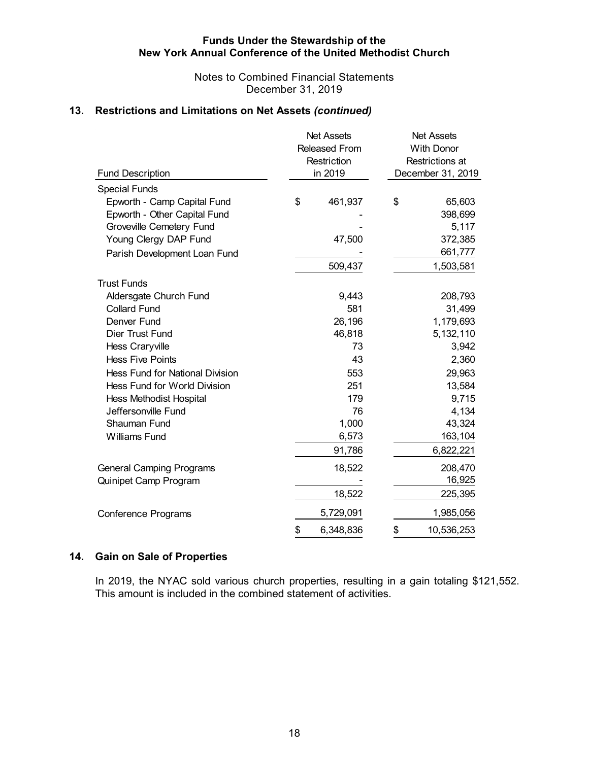**Funds Under the Stewardship of the New York Annual Conference of the United Methodist Church**

Notes to Combined Financial Statements
December 31, 2019

## 13. Restrictions and Limitations on Net Assets *(continued)*

| Fund Description | Net Assets Released From Restriction in 2019 | Net Assets With Donor Restrictions at December 31, 2019 |
|---|---|---|
| Special Funds | | |
| Epworth - Camp Capital Fund | $ 461,937 | $ 65,603 |
| Epworth - Other Capital Fund | - | 398,699 |
| Groveville Cemetery Fund | - | 5,117 |
| Young Clergy DAP Fund | 47,500 | 372,385 |
| Parish Development Loan Fund | - | 661,777 |
| | 509,437 | 1,503,581 |
| Trust Funds | | |
| Aldersgate Church Fund | 9,443 | 208,793 |
| Collard Fund | 581 | 31,499 |
| Denver Fund | 26,196 | 1,179,693 |
| Dier Trust Fund | 46,818 | 5,132,110 |
| Hess Craryville | 73 | 3,942 |
| Hess Five Points | 43 | 2,360 |
| Hess Fund for National Division | 553 | 29,963 |
| Hess Fund for World Division | 251 | 13,584 |
| Hess Methodist Hospital | 179 | 9,715 |
| Jeffersonville Fund | 76 | 4,134 |
| Shauman Fund | 1,000 | 43,324 |
| Williams Fund | 6,573 | 163,104 |
| | 91,786 | 6,822,221 |
| General Camping Programs | 18,522 | 208,470 |
| Quinipet Camp Program | - | 16,925 |
| | 18,522 | 225,395 |
| Conference Programs | 5,729,091 | 1,985,056 |
| | $ 6,348,836 | $ 10,536,253 |

## 14. Gain on Sale of Properties

In 2019, the NYAC sold various church properties, resulting in a gain totaling $121,552. This amount is included in the combined statement of activities.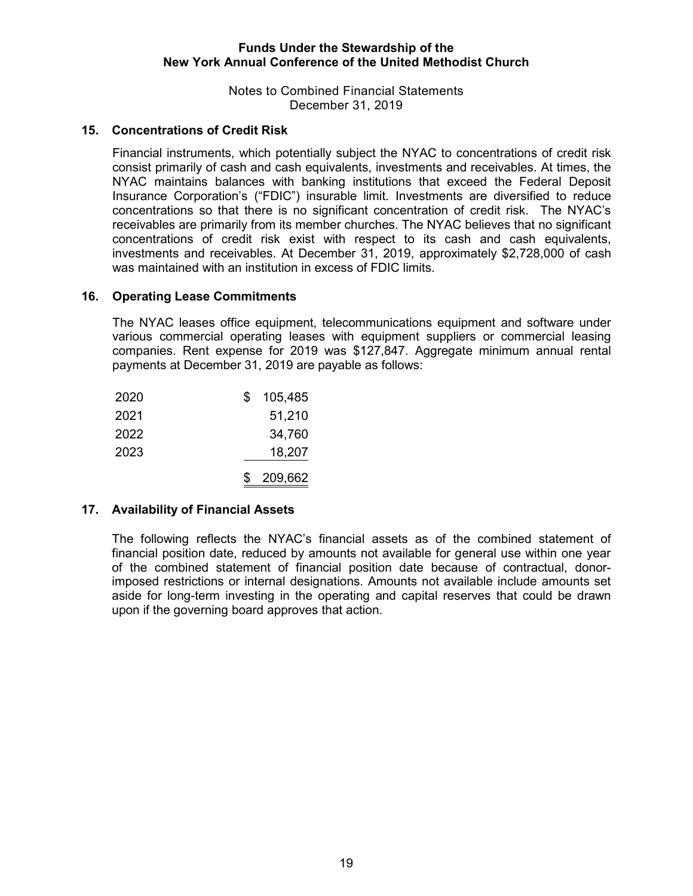## 15. Concentrations of Credit Risk

Financial instruments, which potentially subject the NYAC to concentrations of credit risk consist primarily of cash and cash equivalents, investments and receivables. At times, the NYAC maintains balances with banking institutions that exceed the Federal Deposit Insurance Corporation's ("FDIC") insurable limit. Investments are diversified to reduce concentrations so that there is no significant concentration of credit risk. The NYAC's receivables are primarily from its member churches. The NYAC believes that no significant concentrations of credit risk exist with respect to its cash and cash equivalents, investments and receivables. At December 31, 2019, approximately $2,728,000 of cash was maintained with an institution in excess of FDIC limits.

## 16. Operating Lease Commitments

The NYAC leases office equipment, telecommunications equipment and software under various commercial operating leases with equipment suppliers or commercial leasing companies. Rent expense for 2019 was $127,847. Aggregate minimum annual rental payments at December 31, 2019 are payable as follows:

| | |
|---|---|
| 2020 | $ 105,485 |
| 2021 | 51,210 |
| 2022 | 34,760 |
| 2023 | 18,207 |
| | $ 209,662 |

## 17. Availability of Financial Assets

The following reflects the NYAC's financial assets as of the combined statement of financial position date, reduced by amounts not available for general use within one year of the combined statement of financial position date because of contractual, donor-imposed restrictions or internal designations. Amounts not available include amounts set aside for long-term investing in the operating and capital reserves that could be drawn upon if the governing board approves that action.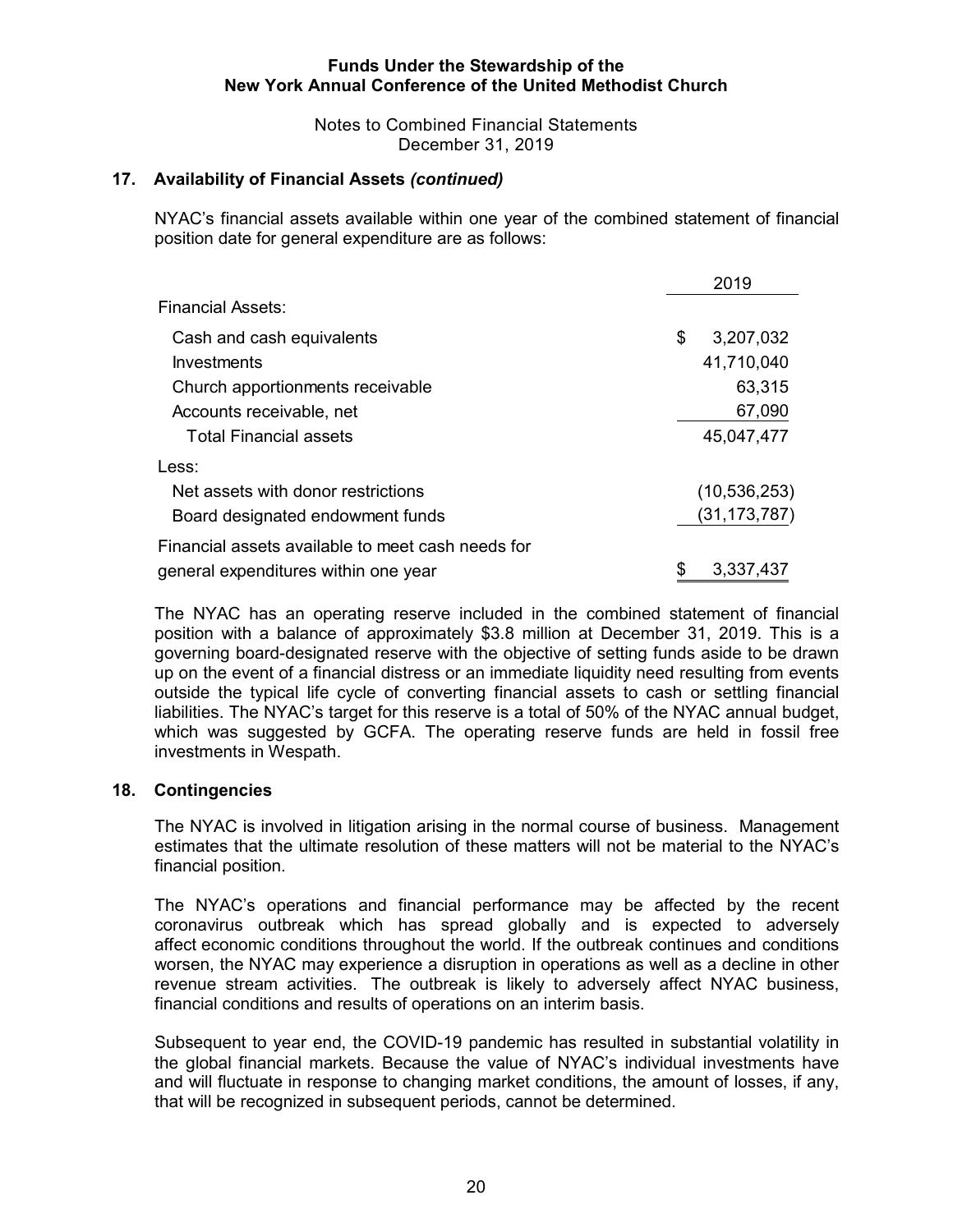## 17. Availability of Financial Assets *(continued)*

NYAC's financial assets available within one year of the combined statement of financial position date for general expenditure are as follows:

| | 2019 |
|---|---|
| Financial Assets: | |
| Cash and cash equivalents | $ 3,207,032 |
| Investments | 41,710,040 |
| Church apportionments receivable | 63,315 |
| Accounts receivable, net | 67,090 |
| Total Financial assets | 45,047,477 |
| Less: | |
| Net assets with donor restrictions | (10,536,253) |
| Board designated endowment funds | (31,173,787) |
| Financial assets available to meet cash needs for general expenditures within one year | $ 3,337,437 |

The NYAC has an operating reserve included in the combined statement of financial position with a balance of approximately $3.8 million at December 31, 2019. This is a governing board-designated reserve with the objective of setting funds aside to be drawn up on the event of a financial distress or an immediate liquidity need resulting from events outside the typical life cycle of converting financial assets to cash or settling financial liabilities. The NYAC's target for this reserve is a total of 50% of the NYAC annual budget, which was suggested by GCFA. The operating reserve funds are held in fossil free investments in Wespath.

## 18. Contingencies

The NYAC is involved in litigation arising in the normal course of business. Management estimates that the ultimate resolution of these matters will not be material to the NYAC's financial position.

The NYAC's operations and financial performance may be affected by the recent coronavirus outbreak which has spread globally and is expected to adversely affect economic conditions throughout the world. If the outbreak continues and conditions worsen, the NYAC may experience a disruption in operations as well as a decline in other revenue stream activities. The outbreak is likely to adversely affect NYAC business, financial conditions and results of operations on an interim basis.

Subsequent to year end, the COVID-19 pandemic has resulted in substantial volatility in the global financial markets. Because the value of NYAC's individual investments have and will fluctuate in response to changing market conditions, the amount of losses, if any, that will be recognized in subsequent periods, cannot be determined.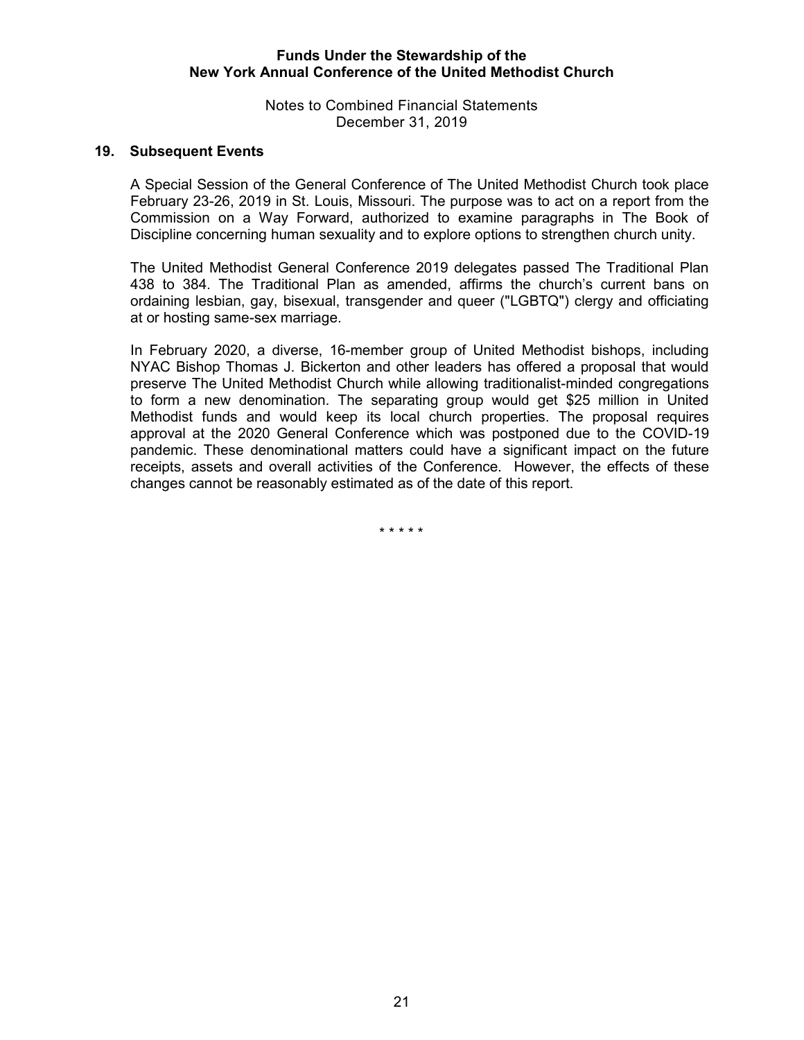## 19. Subsequent Events

A Special Session of the General Conference of The United Methodist Church took place February 23-26, 2019 in St. Louis, Missouri. The purpose was to act on a report from the Commission on a Way Forward, authorized to examine paragraphs in The Book of Discipline concerning human sexuality and to explore options to strengthen church unity.

The United Methodist General Conference 2019 delegates passed The Traditional Plan 438 to 384. The Traditional Plan as amended, affirms the church's current bans on ordaining lesbian, gay, bisexual, transgender and queer ("LGBTQ") clergy and officiating at or hosting same-sex marriage.

In February 2020, a diverse, 16-member group of United Methodist bishops, including NYAC Bishop Thomas J. Bickerton and other leaders has offered a proposal that would preserve The United Methodist Church while allowing traditionalist-minded congregations to form a new denomination. The separating group would get $25 million in United Methodist funds and would keep its local church properties. The proposal requires approval at the 2020 General Conference which was postponed due to the COVID-19 pandemic. These denominational matters could have a significant impact on the future receipts, assets and overall activities of the Conference. However, the effects of these changes cannot be reasonably estimated as of the date of this report.

\* \* \* \* \*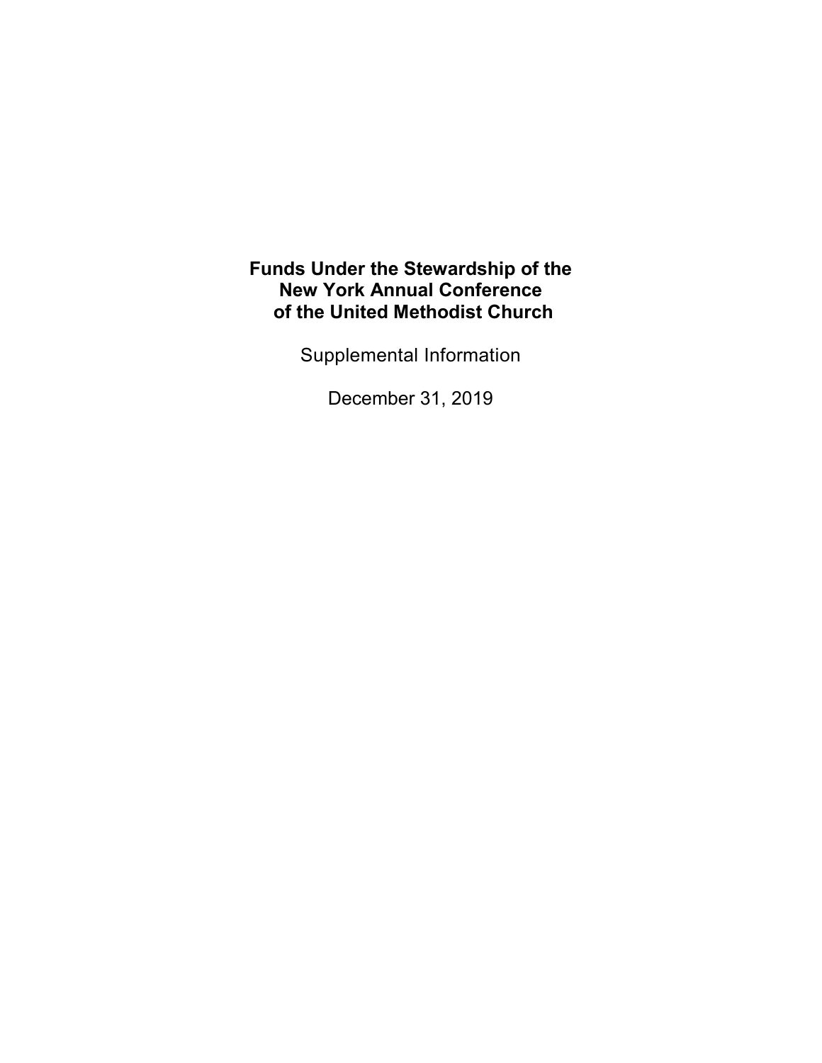# Funds Under the Stewardship of the New York Annual Conference of the United Methodist Church

Supplemental Information

December 31, 2019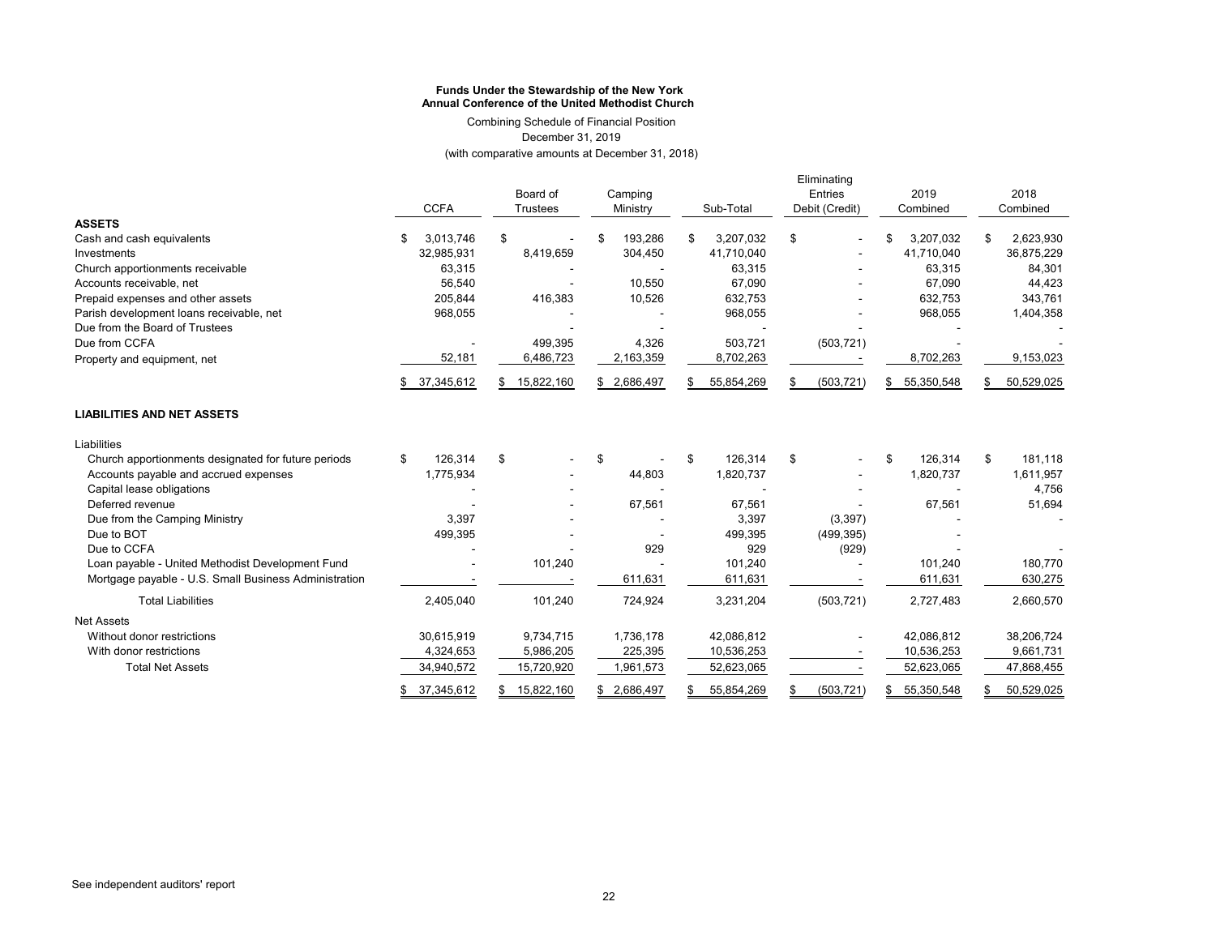**Funds Under the Stewardship of the New York Annual Conference of the United Methodist Church**

Combining Schedule of Financial Position
December 31, 2019
(with comparative amounts at December 31, 2018)

| | CCFA | Board of Trustees | Camping Ministry | Sub-Total | Eliminating Entries Debit (Credit) | 2019 Combined | 2018 Combined |
|---|---|---|---|---|---|---|---|
| **ASSETS** | | | | | | | |
| Cash and cash equivalents | $ 3,013,746 | $ - | $ 193,286 | $ 3,207,032 | $ - | $ 3,207,032 | $ 2,623,930 |
| Investments | 32,985,931 | 8,419,659 | 304,450 | 41,710,040 | - | 41,710,040 | 36,875,229 |
| Church apportionments receivable | 63,315 | - | - | 63,315 | - | 63,315 | 84,301 |
| Accounts receivable, net | 56,540 | - | 10,550 | 67,090 | - | 67,090 | 44,423 |
| Prepaid expenses and other assets | 205,844 | 416,383 | 10,526 | 632,753 | - | 632,753 | 343,761 |
| Parish development loans receivable, net | 968,055 | - | - | 968,055 | - | 968,055 | 1,404,358 |
| Due from the Board of Trustees | - | - | - | - | | - | - |
| Due from CCFA | - | 499,395 | 4,326 | 503,721 | (503,721) | - | - |
| Property and equipment, net | 52,181 | 6,486,723 | 2,163,359 | 8,702,263 | - | 8,702,263 | 9,153,023 |
| | $ 37,345,612 | $ 15,822,160 | $ 2,686,497 | $ 55,854,269 | $ (503,721) | $ 55,350,548 | $ 50,529,025 |
| **LIABILITIES AND NET ASSETS** | | | | | | | |
| Liabilities | | | | | | | |
| Church apportionments designated for future periods | $ 126,314 | $ - | $ - | $ 126,314 | $ - | $ 126,314 | $ 181,118 |
| Accounts payable and accrued expenses | 1,775,934 | - | 44,803 | 1,820,737 | - | 1,820,737 | 1,611,957 |
| Capital lease obligations | - | - | - | - | - | - | 4,756 |
| Deferred revenue | - | - | 67,561 | 67,561 | - | 67,561 | 51,694 |
| Due from the Camping Ministry | 3,397 | - | - | 3,397 | (3,397) | - | - |
| Due to BOT | 499,395 | - | - | 499,395 | (499,395) | - | |
| Due to CCFA | - | - | 929 | 929 | (929) | - | - |
| Loan payable - United Methodist Development Fund | - | 101,240 | - | 101,240 | - | 101,240 | 180,770 |
| Mortgage payable - U.S. Small Business Administration | - | - | 611,631 | 611,631 | - | 611,631 | 630,275 |
| Total Liabilities | 2,405,040 | 101,240 | 724,924 | 3,231,204 | (503,721) | 2,727,483 | 2,660,570 |
| Net Assets | | | | | | | |
| Without donor restrictions | 30,615,919 | 9,734,715 | 1,736,178 | 42,086,812 | - | 42,086,812 | 38,206,724 |
| With donor restrictions | 4,324,653 | 5,986,205 | 225,395 | 10,536,253 | - | 10,536,253 | 9,661,731 |
| Total Net Assets | 34,940,572 | 15,720,920 | 1,961,573 | 52,623,065 | - | 52,623,065 | 47,868,455 |
| | $ 37,345,612 | $ 15,822,160 | $ 2,686,497 | $ 55,854,269 | $ (503,721) | $ 55,350,548 | $ 50,529,025 |

See independent auditors' report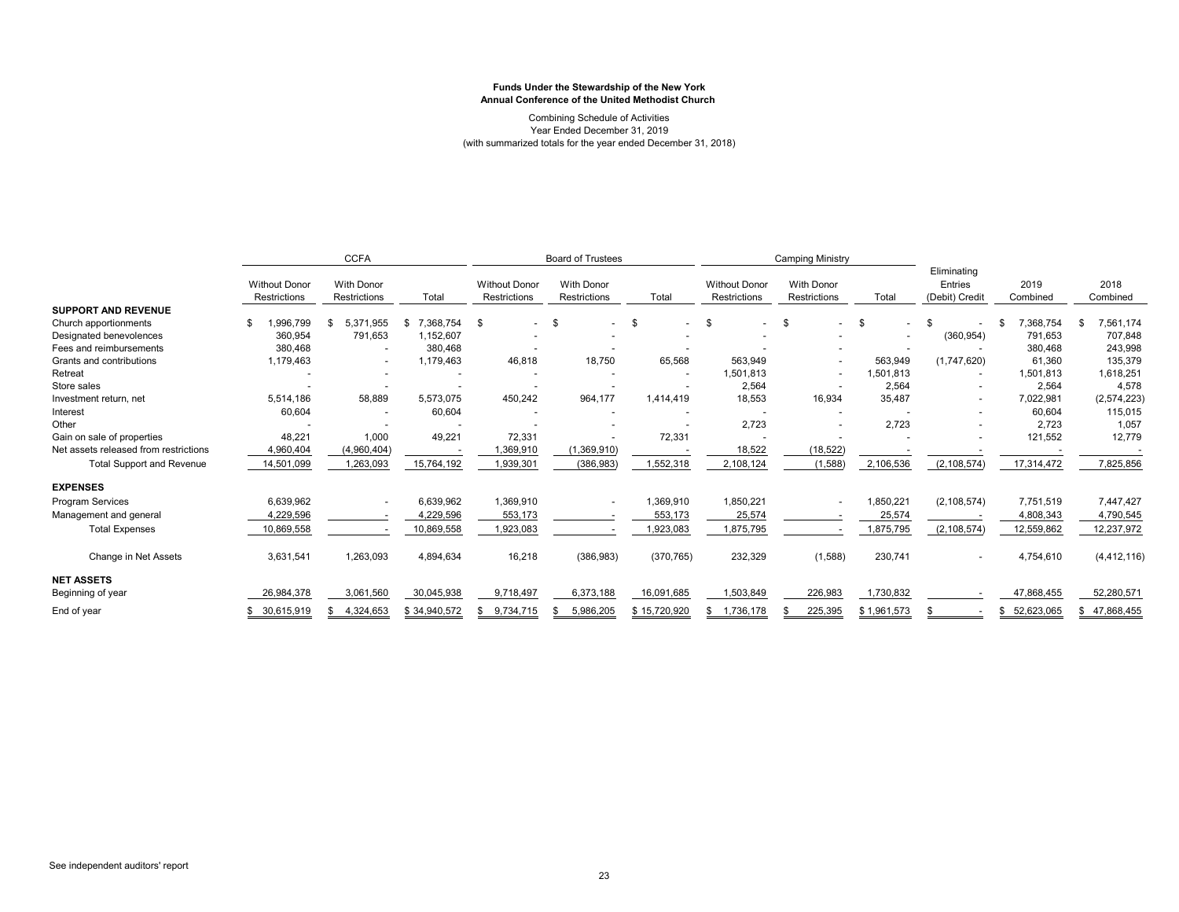**Funds Under the Stewardship of the New York Annual Conference of the United Methodist Church**

Combining Schedule of Activities
Year Ended December 31, 2019
(with summarized totals for the year ended December 31, 2018)

| | CCFA | | | Board of Trustees | | | Camping Ministry | | | | | |
|---|---|---|---|---|---|---|---|---|---|---|---|---|
| | Without Donor Restrictions | With Donor Restrictions | Total | Without Donor Restrictions | With Donor Restrictions | Total | Without Donor Restrictions | With Donor Restrictions | Total | Eliminating Entries (Debit) Credit | 2019 Combined | 2018 Combined |
| **SUPPORT AND REVENUE** | | | | | | | | | | | | |
| Church apportionments | $ 1,996,799 | $ 5,371,955 | $ 7,368,754 | $ - | $ - | $ - | $ - | $ - | $ - | $ - | $ 7,368,754 | $ 7,561,174 |
| Designated benevolences | 360,954 | 791,653 | 1,152,607 | - | - | - | - | - | - | (360,954) | 791,653 | 707,848 |
| Fees and reimbursements | 380,468 | - | 380,468 | - | - | - | - | - | - | - | 380,468 | 243,998 |
| Grants and contributions | 1,179,463 | - | 1,179,463 | 46,818 | 18,750 | 65,568 | 563,949 | - | 563,949 | (1,747,620) | 61,360 | 135,379 |
| Retreat | - | - | - | - | - | - | 1,501,813 | - | 1,501,813 | - | 1,501,813 | 1,618,251 |
| Store sales | - | - | - | - | - | - | 2,564 | - | 2,564 | - | 2,564 | 4,578 |
| Investment return, net | 5,514,186 | 58,889 | 5,573,075 | 450,242 | 964,177 | 1,414,419 | 18,553 | 16,934 | 35,487 | - | 7,022,981 | (2,574,223) |
| Interest | 60,604 | - | 60,604 | - | - | - | - | - | - | - | 60,604 | 115,015 |
| Other | - | - | - | - | - | - | 2,723 | - | 2,723 | - | 2,723 | 1,057 |
| Gain on sale of properties | 48,221 | 1,000 | 49,221 | 72,331 | - | 72,331 | - | - | - | - | 121,552 | 12,779 |
| Net assets released from restrictions | 4,960,404 | (4,960,404) | - | 1,369,910 | (1,369,910) | - | 18,522 | (18,522) | - | - | - | - |
| Total Support and Revenue | 14,501,099 | 1,263,093 | 15,764,192 | 1,939,301 | (386,983) | 1,552,318 | 2,108,124 | (1,588) | 2,106,536 | (2,108,574) | 17,314,472 | 7,825,856 |
| **EXPENSES** | | | | | | | | | | | | |
| Program Services | 6,639,962 | - | 6,639,962 | 1,369,910 | - | 1,369,910 | 1,850,221 | - | 1,850,221 | (2,108,574) | 7,751,519 | 7,447,427 |
| Management and general | 4,229,596 | - | 4,229,596 | 553,173 | - | 553,173 | 25,574 | - | 25,574 | - | 4,808,343 | 4,790,545 |
| Total Expenses | 10,869,558 | - | 10,869,558 | 1,923,083 | - | 1,923,083 | 1,875,795 | - | 1,875,795 | (2,108,574) | 12,559,862 | 12,237,972 |
| Change in Net Assets | 3,631,541 | 1,263,093 | 4,894,634 | 16,218 | (386,983) | (370,765) | 232,329 | (1,588) | 230,741 | - | 4,754,610 | (4,412,116) |
| **NET ASSETS** | | | | | | | | | | | | |
| Beginning of year | 26,984,378 | 3,061,560 | 30,045,938 | 9,718,497 | 6,373,188 | 16,091,685 | 1,503,849 | 226,983 | 1,730,832 | - | 47,868,455 | 52,280,571 |
| End of year | $ 30,615,919 | $ 4,324,653 | $ 34,940,572 | $ 9,734,715 | $ 5,986,205 | $ 15,720,920 | $ 1,736,178 | $ 225,395 | $ 1,961,573 | $ - | $ 52,623,065 | $ 47,868,455 |

See independent auditors' report